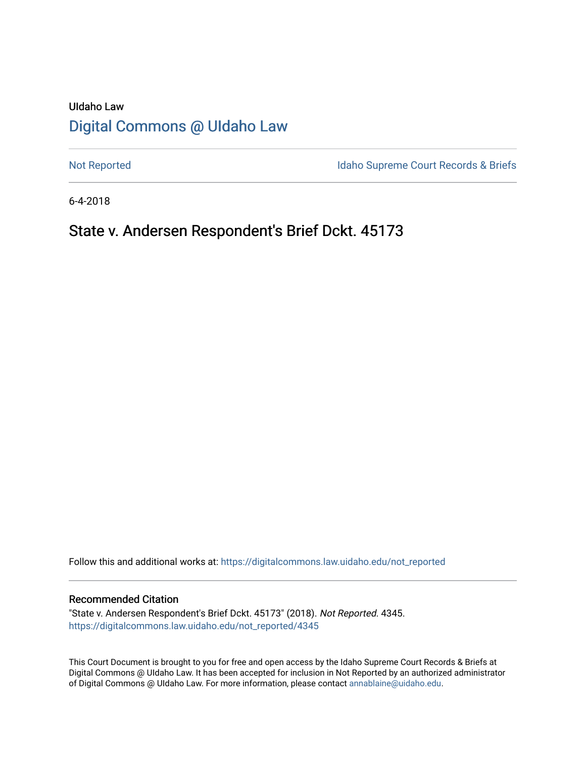UIdaho Law

# Digital Commons @ UIdaho Law

Not Reported

Idaho Supreme Court Records & Briefs

6-4-2018

## State v. Andersen Respondent's Brief Dckt. 45173

Follow this and additional works at: https://digitalcommons.law.uidaho.edu/not_reported

### Recommended Citation

"State v. Andersen Respondent's Brief Dckt. 45173" (2018). *Not Reported*. 4345.
https://digitalcommons.law.uidaho.edu/not_reported/4345

This Court Document is brought to you for free and open access by the Idaho Supreme Court Records & Briefs at Digital Commons @ UIdaho Law. It has been accepted for inclusion in Not Reported by an authorized administrator of Digital Commons @ UIdaho Law. For more information, please contact annablaine@uidaho.edu.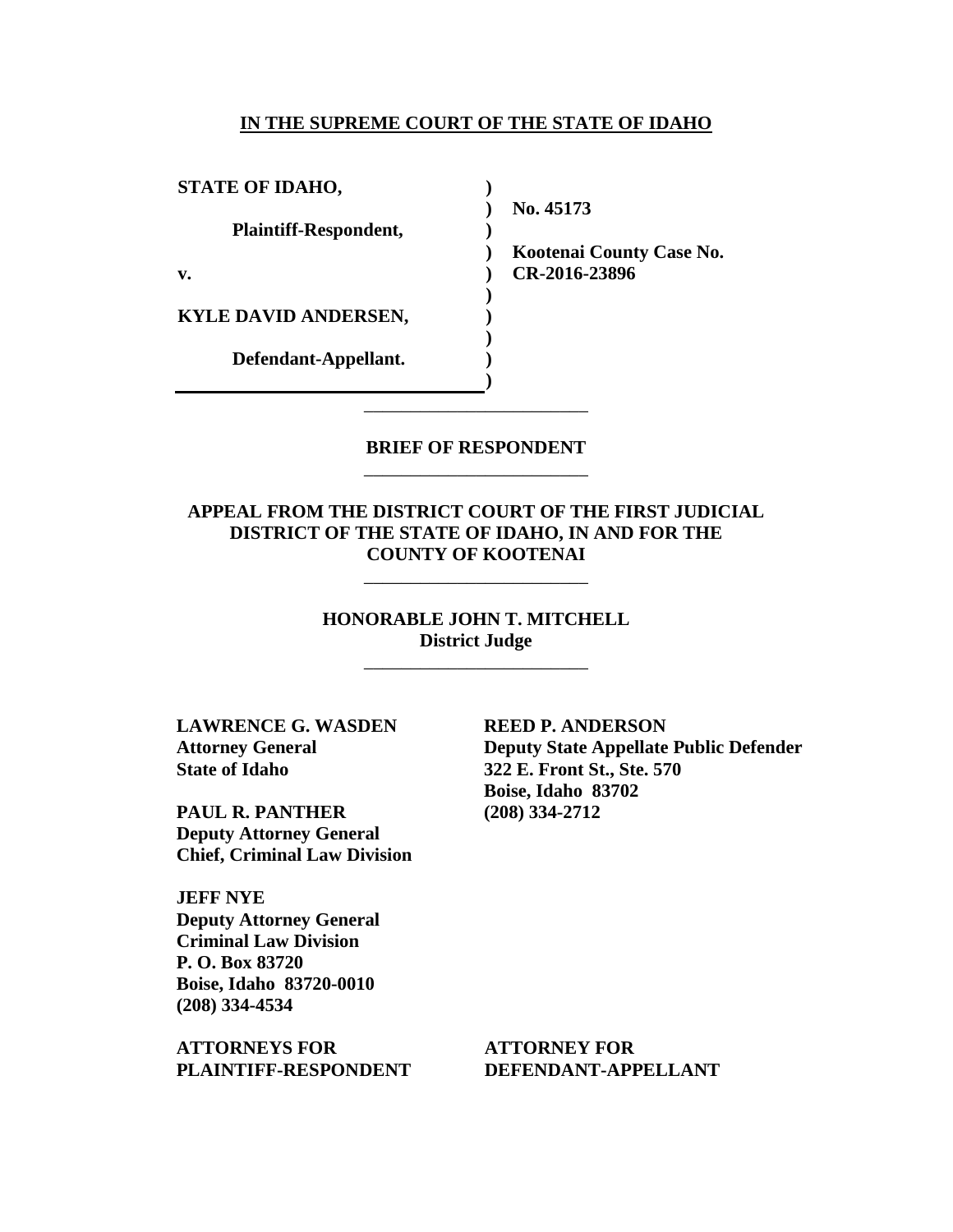**IN THE SUPREME COURT OF THE STATE OF IDAHO**

| | | |
|---|---|---|
| **STATE OF IDAHO,** | ) | |
| | ) | **No. 45173** |
| **Plaintiff-Respondent,** | ) | |
| | ) | **Kootenai County Case No.** |
| **v.** | ) | **CR-2016-23896** |
| | ) | |
| **KYLE DAVID ANDERSEN,** | ) | |
| | ) | |
| **Defendant-Appellant.** | ) | |
| | ) | |

---

**BRIEF OF RESPONDENT**

---

**APPEAL FROM THE DISTRICT COURT OF THE FIRST JUDICIAL DISTRICT OF THE STATE OF IDAHO, IN AND FOR THE COUNTY OF KOOTENAI**

---

**HONORABLE JOHN T. MITCHELL**
**District Judge**

---

**LAWRENCE G. WASDEN**
**Attorney General**
**State of Idaho**

**PAUL R. PANTHER**
**Deputy Attorney General**
**Chief, Criminal Law Division**

**JEFF NYE**
**Deputy Attorney General**
**Criminal Law Division**
**P. O. Box 83720**
**Boise, Idaho 83720-0010**
**(208) 334-4534**

**ATTORNEYS FOR PLAINTIFF-RESPONDENT**

**REED P. ANDERSON**
**Deputy State Appellate Public Defender**
**322 E. Front St., Ste. 570**
**Boise, Idaho 83702**
**(208) 334-2712**

**ATTORNEY FOR DEFENDANT-APPELLANT**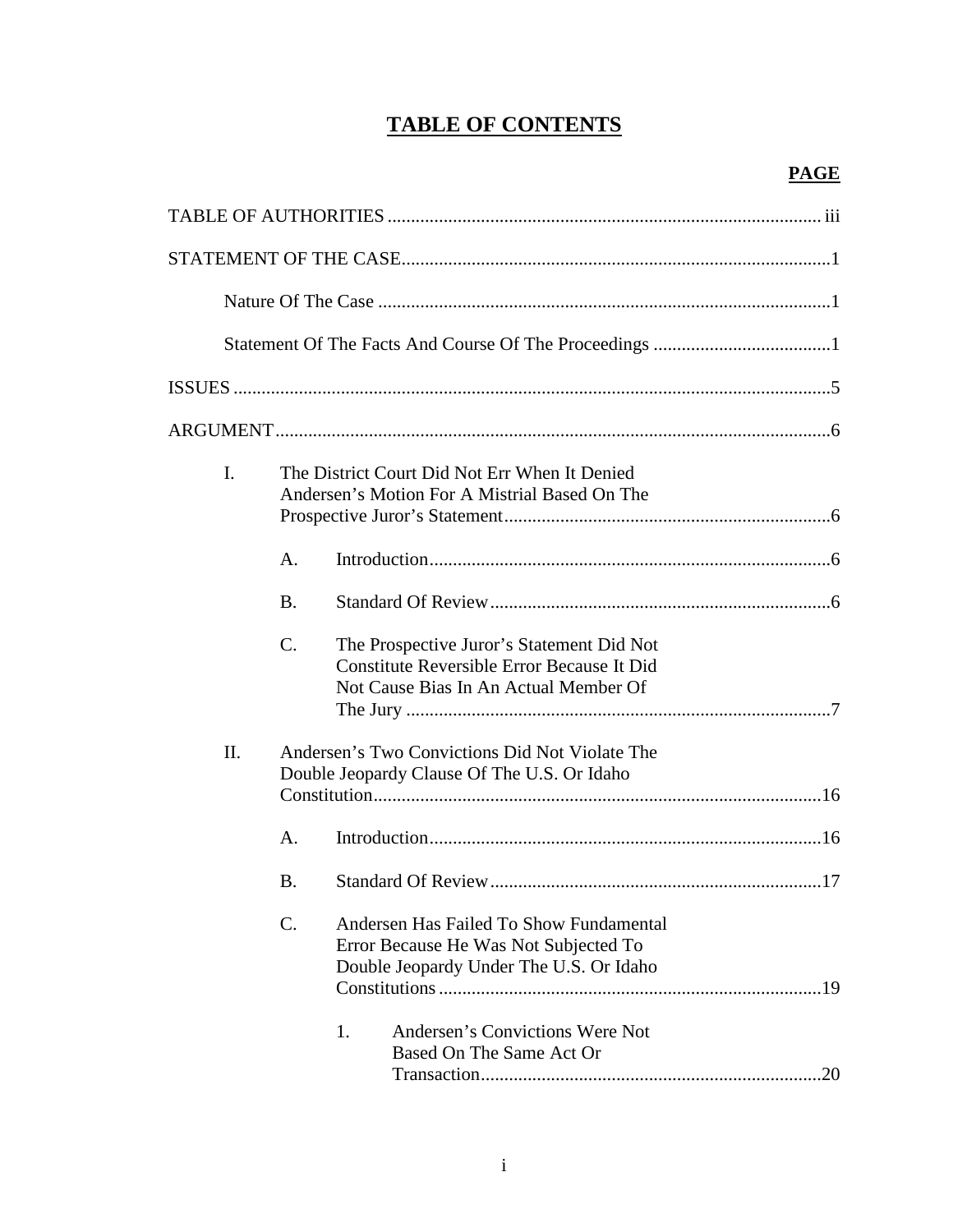# TABLE OF CONTENTS

**PAGE**

TABLE OF AUTHORITIES ........ iii

STATEMENT OF THE CASE ........ 1

  Nature Of The Case ........ 1

  Statement Of The Facts And Course Of The Proceedings ........ 1

ISSUES ........ 5

ARGUMENT ........ 6

- I. The District Court Did Not Err When It Denied Andersen's Motion For A Mistrial Based On The Prospective Juror's Statement ........ 6
  - A. Introduction ........ 6
  - B. Standard Of Review ........ 6
  - C. The Prospective Juror's Statement Did Not Constitute Reversible Error Because It Did Not Cause Bias In An Actual Member Of The Jury ........ 7
- II. Andersen's Two Convictions Did Not Violate The Double Jeopardy Clause Of The U.S. Or Idaho Constitution ........ 16
  - A. Introduction ........ 16
  - B. Standard Of Review ........ 17
  - C. Andersen Has Failed To Show Fundamental Error Because He Was Not Subjected To Double Jeopardy Under The U.S. Or Idaho Constitutions ........ 19
    - 1. Andersen's Convictions Were Not Based On The Same Act Or Transaction ........ 20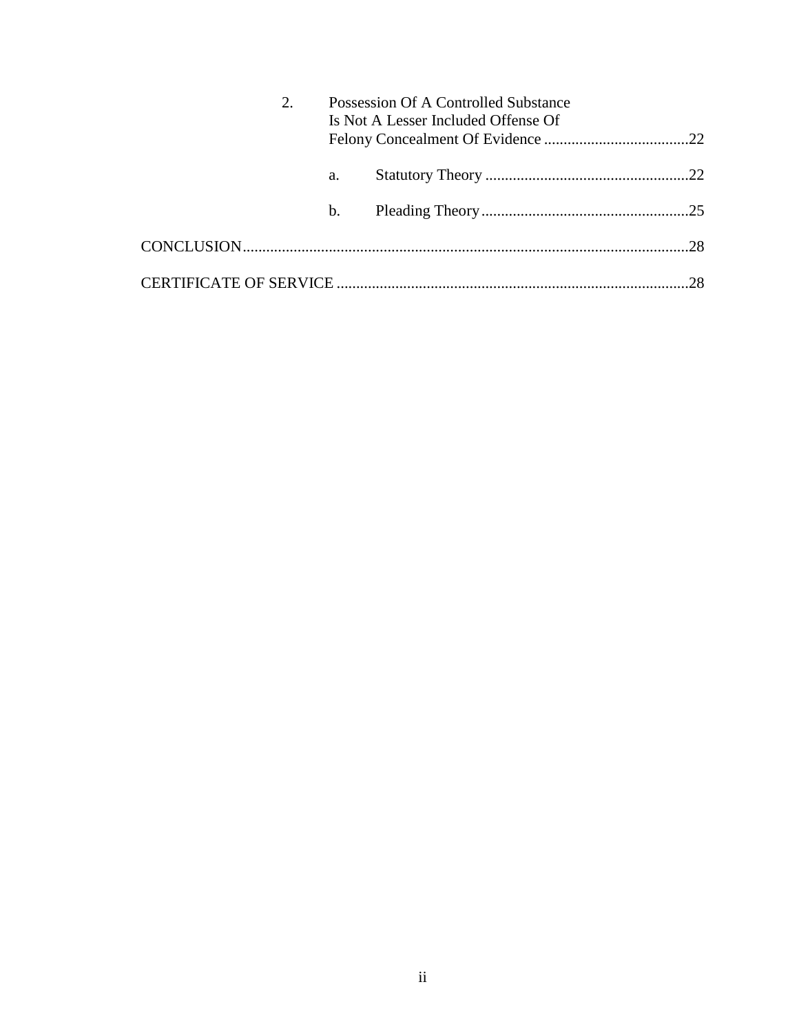2. Possession Of A Controlled Substance Is Not A Lesser Included Offense Of Felony Concealment Of Evidence .....................................22

   a. Statutory Theory ....................................................22

   b. Pleading Theory .....................................................25

CONCLUSION..................................................................................................................28

CERTIFICATE OF SERVICE ..........................................................................................28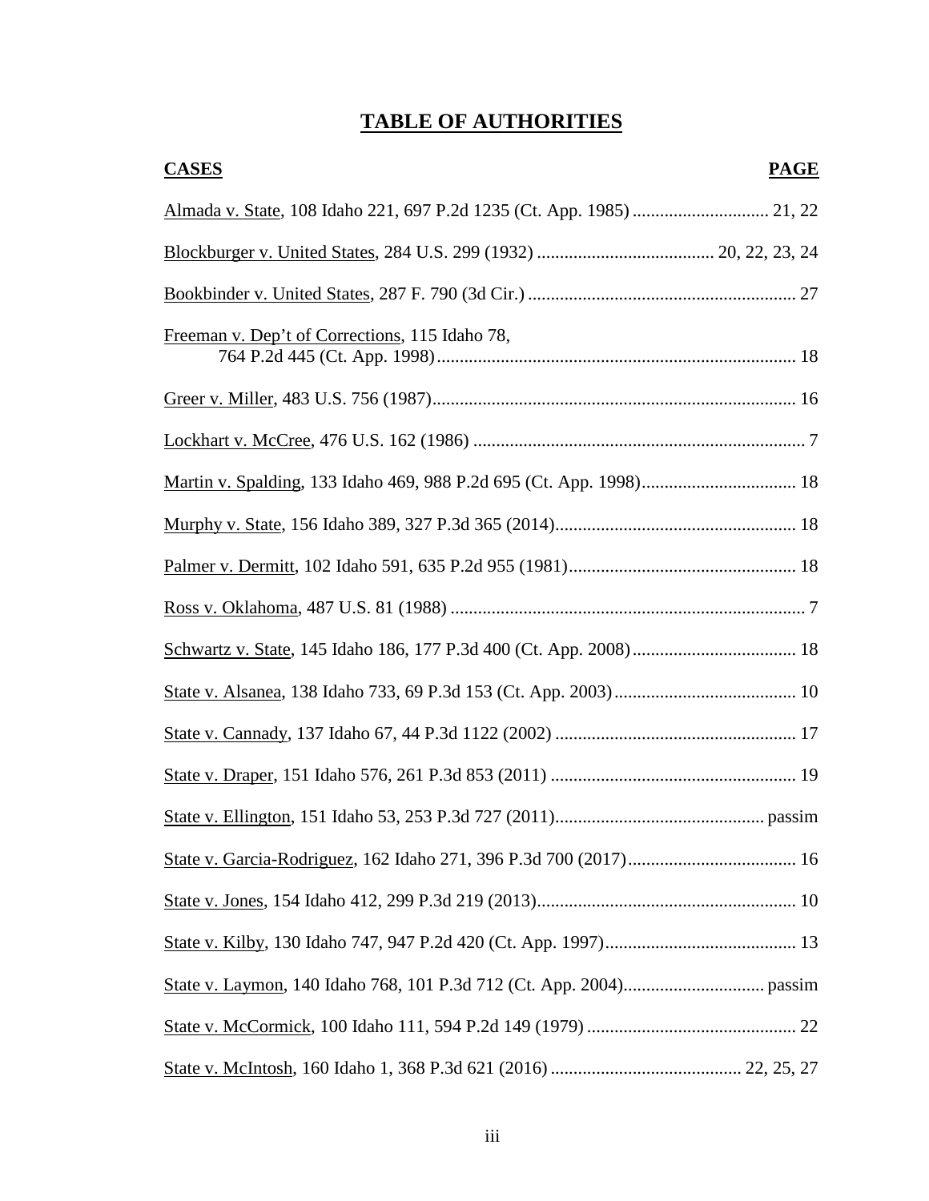# TABLE OF AUTHORITIES

| CASES | PAGE |
|---|---|
| Almada v. State, 108 Idaho 221, 697 P.2d 1235 (Ct. App. 1985) | 21, 22 |
| Blockburger v. United States, 284 U.S. 299 (1932) | 20, 22, 23, 24 |
| Bookbinder v. United States, 287 F. 790 (3d Cir.) | 27 |
| Freeman v. Dep't of Corrections, 115 Idaho 78, 764 P.2d 445 (Ct. App. 1998) | 18 |
| Greer v. Miller, 483 U.S. 756 (1987) | 16 |
| Lockhart v. McCree, 476 U.S. 162 (1986) | 7 |
| Martin v. Spalding, 133 Idaho 469, 988 P.2d 695 (Ct. App. 1998) | 18 |
| Murphy v. State, 156 Idaho 389, 327 P.3d 365 (2014) | 18 |
| Palmer v. Dermitt, 102 Idaho 591, 635 P.2d 955 (1981) | 18 |
| Ross v. Oklahoma, 487 U.S. 81 (1988) | 7 |
| Schwartz v. State, 145 Idaho 186, 177 P.3d 400 (Ct. App. 2008) | 18 |
| State v. Alsanea, 138 Idaho 733, 69 P.3d 153 (Ct. App. 2003) | 10 |
| State v. Cannady, 137 Idaho 67, 44 P.3d 1122 (2002) | 17 |
| State v. Draper, 151 Idaho 576, 261 P.3d 853 (2011) | 19 |
| State v. Ellington, 151 Idaho 53, 253 P.3d 727 (2011) | passim |
| State v. Garcia-Rodriguez, 162 Idaho 271, 396 P.3d 700 (2017) | 16 |
| State v. Jones, 154 Idaho 412, 299 P.3d 219 (2013) | 10 |
| State v. Kilby, 130 Idaho 747, 947 P.2d 420 (Ct. App. 1997) | 13 |
| State v. Laymon, 140 Idaho 768, 101 P.3d 712 (Ct. App. 2004) | passim |
| State v. McCormick, 100 Idaho 111, 594 P.2d 149 (1979) | 22 |
| State v. McIntosh, 160 Idaho 1, 368 P.3d 621 (2016) | 22, 25, 27 |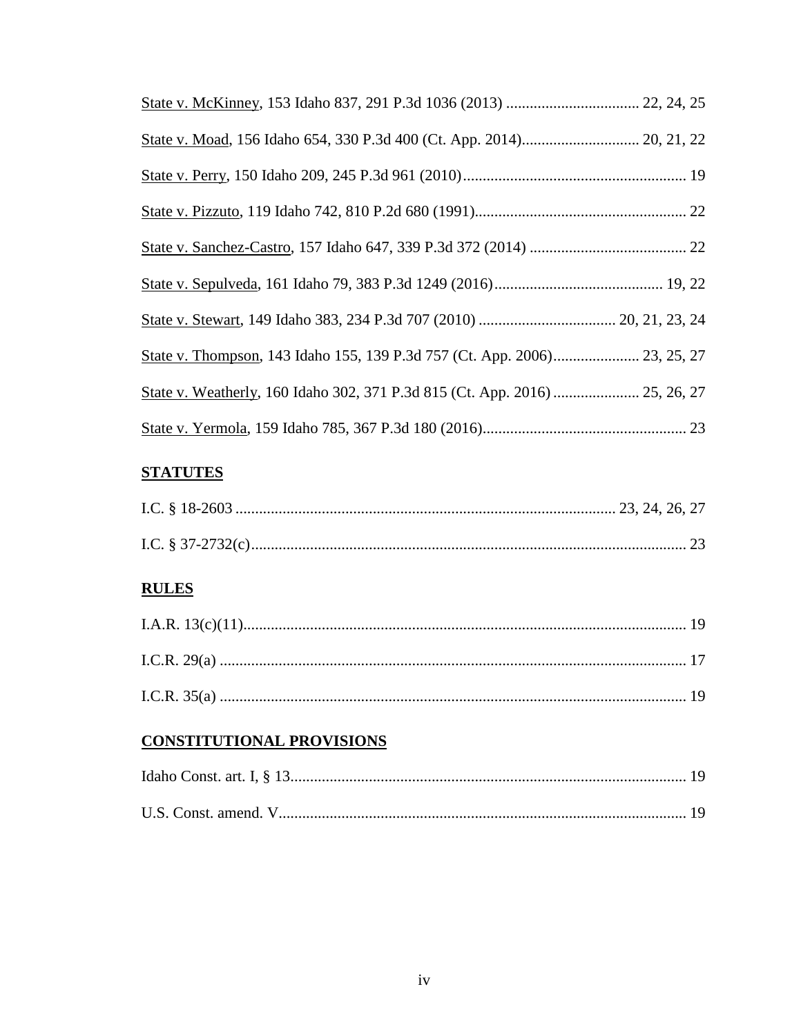State v. McKinney, 153 Idaho 837, 291 P.3d 1036 (2013) .................................. 22, 24, 25

State v. Moad, 156 Idaho 654, 330 P.3d 400 (Ct. App. 2014).............................. 20, 21, 22

State v. Perry, 150 Idaho 209, 245 P.3d 961 (2010)......................................................... 19

State v. Pizzuto, 119 Idaho 742, 810 P.2d 680 (1991)...................................................... 22

State v. Sanchez-Castro, 157 Idaho 647, 339 P.3d 372 (2014) ........................................ 22

State v. Sepulveda, 161 Idaho 79, 383 P.3d 1249 (2016)........................................... 19, 22

State v. Stewart, 149 Idaho 383, 234 P.3d 707 (2010) ................................... 20, 21, 23, 24

State v. Thompson, 143 Idaho 155, 139 P.3d 757 (Ct. App. 2006)...................... 23, 25, 27

State v. Weatherly, 160 Idaho 302, 371 P.3d 815 (Ct. App. 2016)...................... 25, 26, 27

State v. Yermola, 159 Idaho 785, 367 P.3d 180 (2016).................................................... 23

## STATUTES

I.C. § 18-2603 ................................................................................................ 23, 24, 26, 27

I.C. § 37-2732(c)............................................................................................................... 23

## RULES

I.A.R. 13(c)(11)................................................................................................................. 19

I.C.R. 29(a) ....................................................................................................................... 17

I.C.R. 35(a) ....................................................................................................................... 19

## CONSTITUTIONAL PROVISIONS

Idaho Const. art. I, § 13..................................................................................................... 19

U.S. Const. amend. V........................................................................................................ 19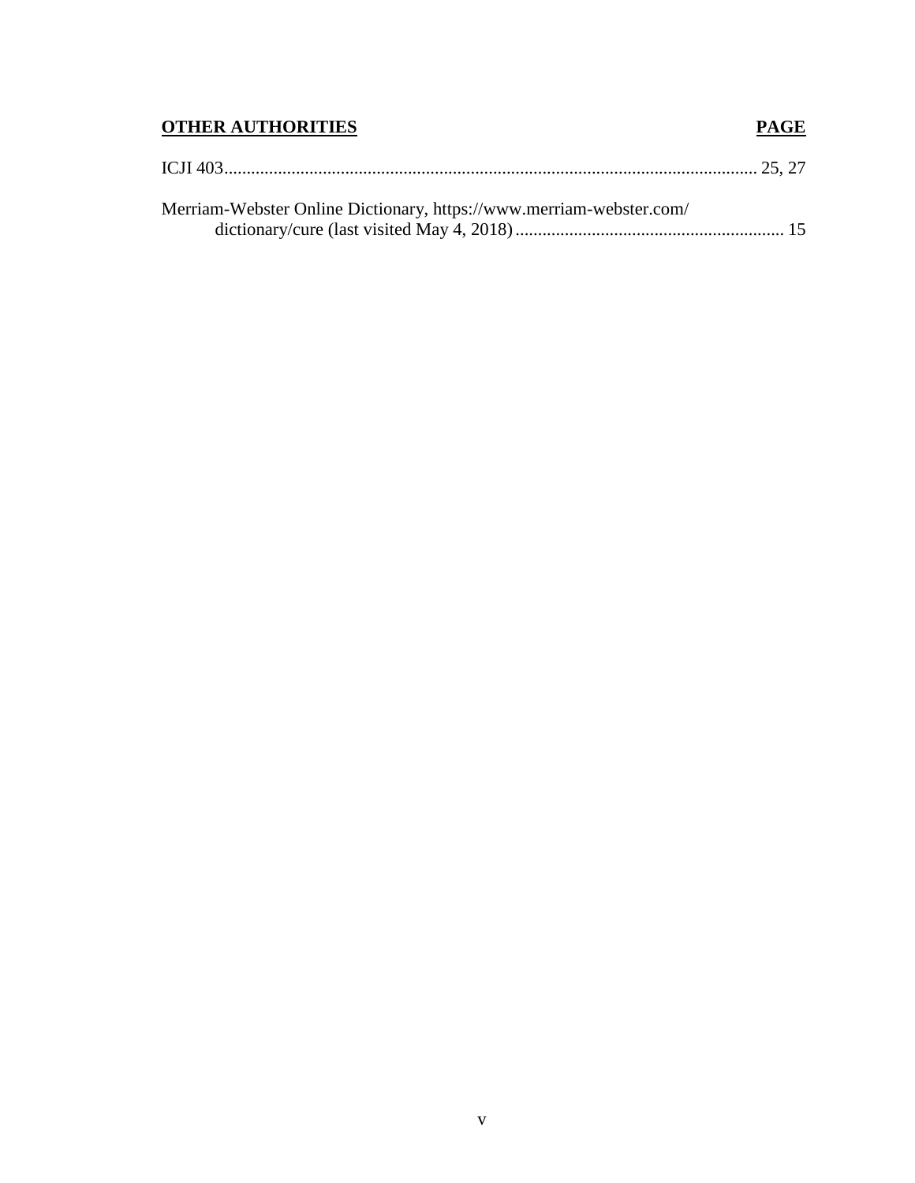| **OTHER AUTHORITIES** | **PAGE** |
| --- | --- |
| ICJI 403 | 25, 27 |
| Merriam-Webster Online Dictionary, https://www.merriam-webster.com/dictionary/cure (last visited May 4, 2018) | 15 |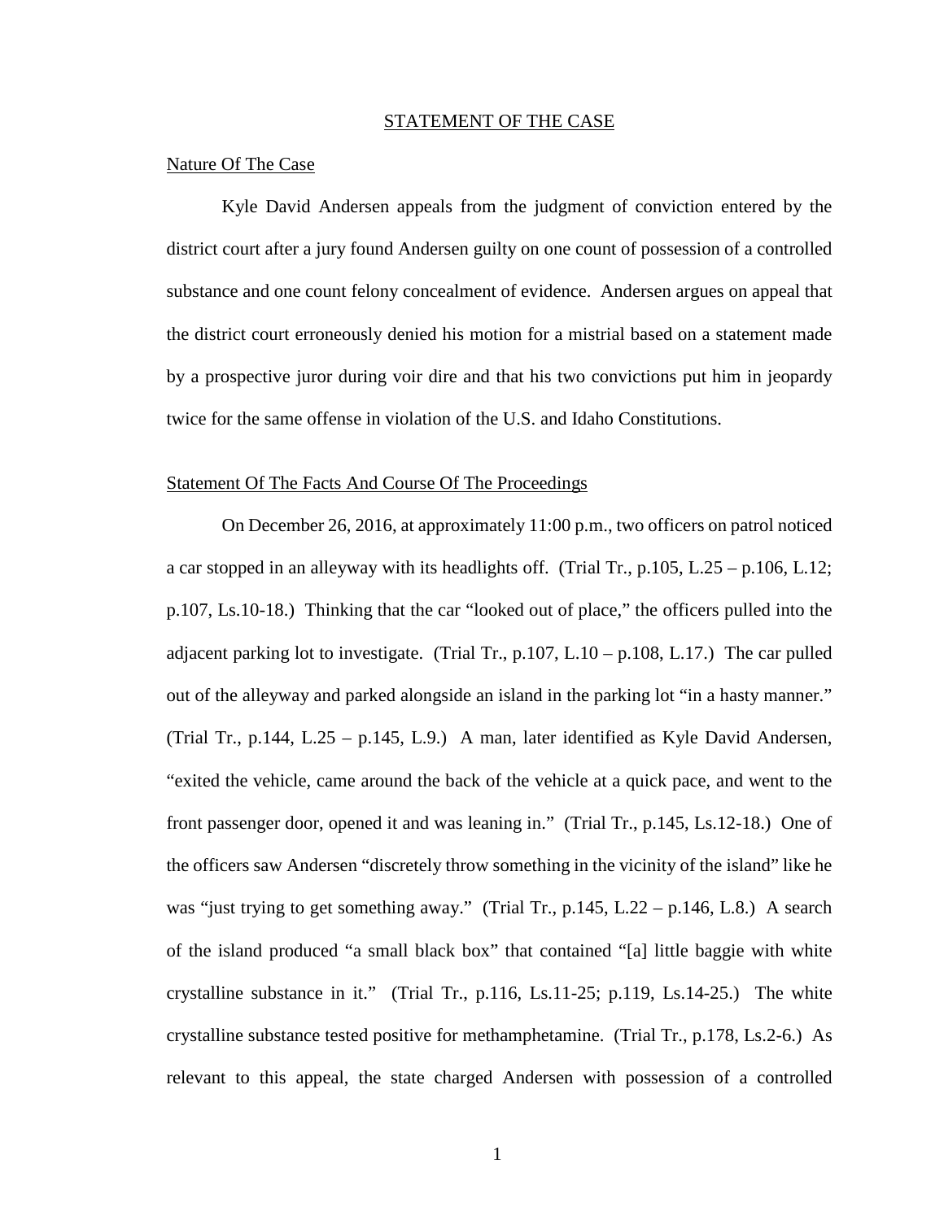## STATEMENT OF THE CASE

### Nature Of The Case

Kyle David Andersen appeals from the judgment of conviction entered by the district court after a jury found Andersen guilty on one count of possession of a controlled substance and one count felony concealment of evidence. Andersen argues on appeal that the district court erroneously denied his motion for a mistrial based on a statement made by a prospective juror during voir dire and that his two convictions put him in jeopardy twice for the same offense in violation of the U.S. and Idaho Constitutions.

### Statement Of The Facts And Course Of The Proceedings

On December 26, 2016, at approximately 11:00 p.m., two officers on patrol noticed a car stopped in an alleyway with its headlights off. (Trial Tr., p.105, L.25 – p.106, L.12; p.107, Ls.10-18.) Thinking that the car "looked out of place," the officers pulled into the adjacent parking lot to investigate. (Trial Tr., p.107, L.10 – p.108, L.17.) The car pulled out of the alleyway and parked alongside an island in the parking lot "in a hasty manner." (Trial Tr., p.144, L.25 – p.145, L.9.) A man, later identified as Kyle David Andersen, "exited the vehicle, came around the back of the vehicle at a quick pace, and went to the front passenger door, opened it and was leaning in." (Trial Tr., p.145, Ls.12-18.) One of the officers saw Andersen "discretely throw something in the vicinity of the island" like he was "just trying to get something away." (Trial Tr., p.145, L.22 – p.146, L.8.) A search of the island produced "a small black box" that contained "[a] little baggie with white crystalline substance in it." (Trial Tr., p.116, Ls.11-25; p.119, Ls.14-25.) The white crystalline substance tested positive for methamphetamine. (Trial Tr., p.178, Ls.2-6.) As relevant to this appeal, the state charged Andersen with possession of a controlled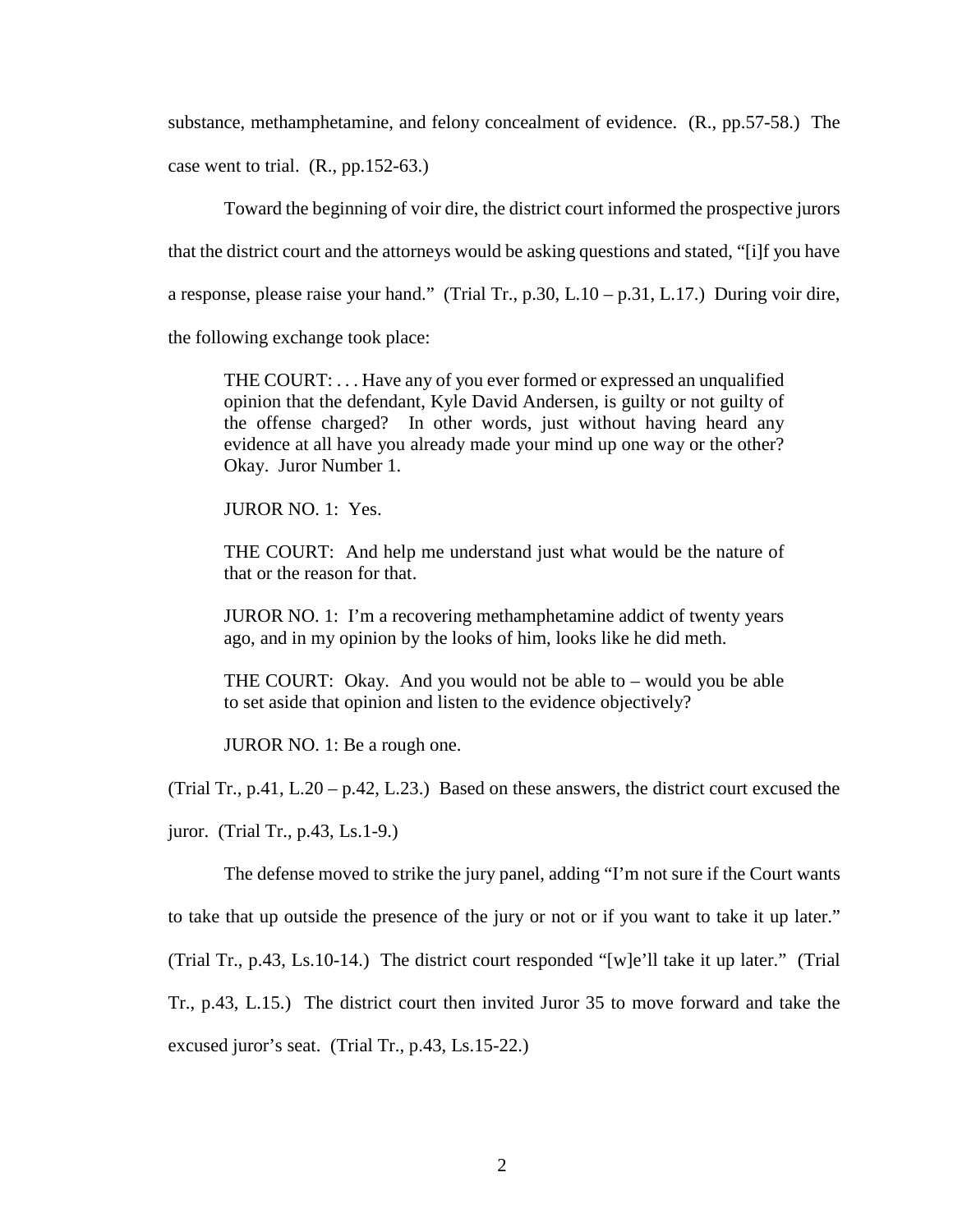substance, methamphetamine, and felony concealment of evidence. (R., pp.57-58.) The case went to trial. (R., pp.152-63.)

Toward the beginning of voir dire, the district court informed the prospective jurors that the district court and the attorneys would be asking questions and stated, "[i]f you have a response, please raise your hand." (Trial Tr., p.30, L.10 – p.31, L.17.) During voir dire, the following exchange took place:

> THE COURT: . . . Have any of you ever formed or expressed an unqualified opinion that the defendant, Kyle David Andersen, is guilty or not guilty of the offense charged? In other words, just without having heard any evidence at all have you already made your mind up one way or the other? Okay. Juror Number 1.
>
> JUROR NO. 1: Yes.
>
> THE COURT: And help me understand just what would be the nature of that or the reason for that.
>
> JUROR NO. 1: I'm a recovering methamphetamine addict of twenty years ago, and in my opinion by the looks of him, looks like he did meth.
>
> THE COURT: Okay. And you would not be able to – would you be able to set aside that opinion and listen to the evidence objectively?
>
> JUROR NO. 1: Be a rough one.

(Trial Tr., p.41, L.20 – p.42, L.23.) Based on these answers, the district court excused the juror. (Trial Tr., p.43, Ls.1-9.)

The defense moved to strike the jury panel, adding "I'm not sure if the Court wants to take that up outside the presence of the jury or not or if you want to take it up later." (Trial Tr., p.43, Ls.10-14.) The district court responded "[w]e'll take it up later." (Trial Tr., p.43, L.15.) The district court then invited Juror 35 to move forward and take the excused juror's seat. (Trial Tr., p.43, Ls.15-22.)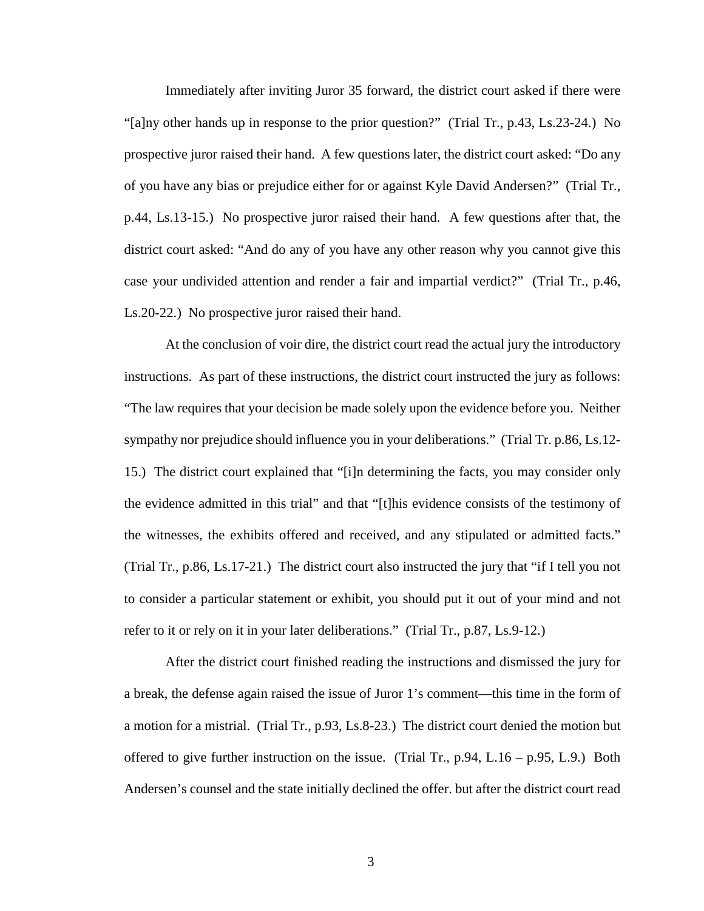Immediately after inviting Juror 35 forward, the district court asked if there were "[a]ny other hands up in response to the prior question?" (Trial Tr., p.43, Ls.23-24.) No prospective juror raised their hand. A few questions later, the district court asked: "Do any of you have any bias or prejudice either for or against Kyle David Andersen?" (Trial Tr., p.44, Ls.13-15.) No prospective juror raised their hand. A few questions after that, the district court asked: "And do any of you have any other reason why you cannot give this case your undivided attention and render a fair and impartial verdict?" (Trial Tr., p.46, Ls.20-22.) No prospective juror raised their hand.

At the conclusion of voir dire, the district court read the actual jury the introductory instructions. As part of these instructions, the district court instructed the jury as follows: "The law requires that your decision be made solely upon the evidence before you. Neither sympathy nor prejudice should influence you in your deliberations." (Trial Tr. p.86, Ls.12-15.) The district court explained that "[i]n determining the facts, you may consider only the evidence admitted in this trial" and that "[t]his evidence consists of the testimony of the witnesses, the exhibits offered and received, and any stipulated or admitted facts." (Trial Tr., p.86, Ls.17-21.) The district court also instructed the jury that "if I tell you not to consider a particular statement or exhibit, you should put it out of your mind and not refer to it or rely on it in your later deliberations." (Trial Tr., p.87, Ls.9-12.)

After the district court finished reading the instructions and dismissed the jury for a break, the defense again raised the issue of Juror 1's comment—this time in the form of a motion for a mistrial. (Trial Tr., p.93, Ls.8-23.) The district court denied the motion but offered to give further instruction on the issue. (Trial Tr., p.94, L.16 – p.95, L.9.) Both Andersen's counsel and the state initially declined the offer. but after the district court read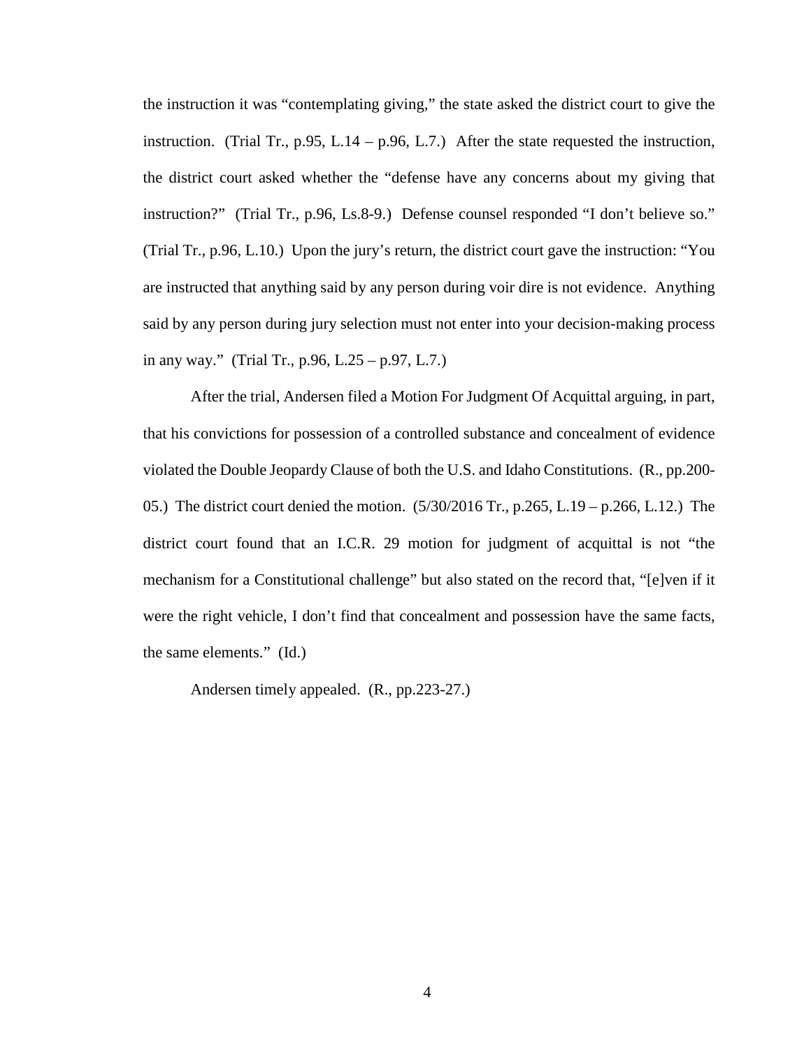the instruction it was "contemplating giving," the state asked the district court to give the instruction. (Trial Tr., p.95, L.14 – p.96, L.7.) After the state requested the instruction, the district court asked whether the "defense have any concerns about my giving that instruction?" (Trial Tr., p.96, Ls.8-9.) Defense counsel responded "I don't believe so." (Trial Tr., p.96, L.10.) Upon the jury's return, the district court gave the instruction: "You are instructed that anything said by any person during voir dire is not evidence. Anything said by any person during jury selection must not enter into your decision-making process in any way." (Trial Tr., p.96, L.25 – p.97, L.7.)

After the trial, Andersen filed a Motion For Judgment Of Acquittal arguing, in part, that his convictions for possession of a controlled substance and concealment of evidence violated the Double Jeopardy Clause of both the U.S. and Idaho Constitutions. (R., pp.200-05.) The district court denied the motion. (5/30/2016 Tr., p.265, L.19 – p.266, L.12.) The district court found that an I.C.R. 29 motion for judgment of acquittal is not "the mechanism for a Constitutional challenge" but also stated on the record that, "[e]ven if it were the right vehicle, I don't find that concealment and possession have the same facts, the same elements." (Id.)

Andersen timely appealed. (R., pp.223-27.)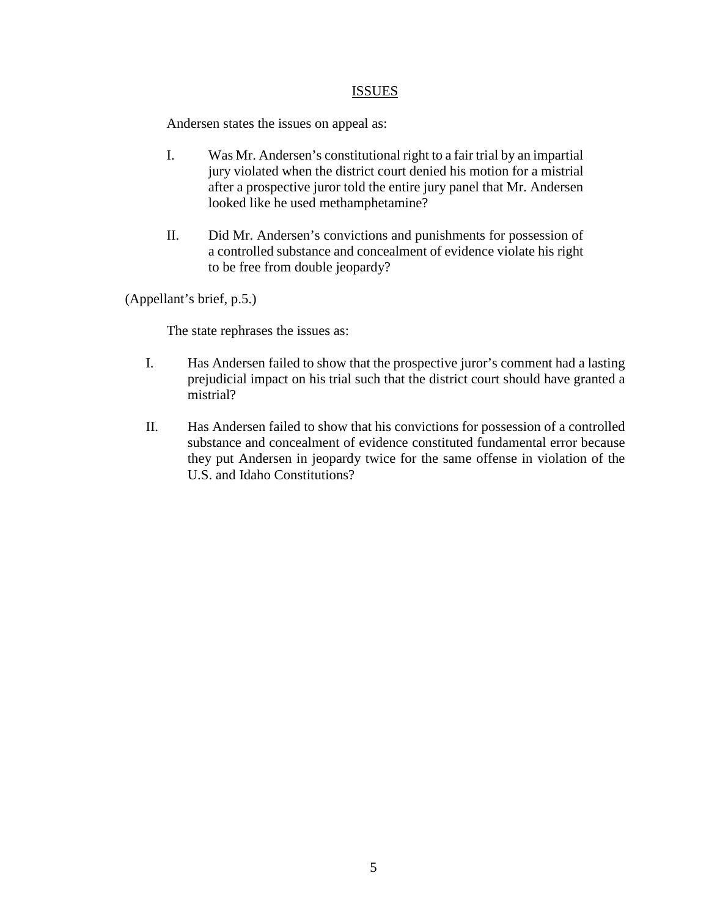## ISSUES

Andersen states the issues on appeal as:

I. Was Mr. Andersen's constitutional right to a fair trial by an impartial jury violated when the district court denied his motion for a mistrial after a prospective juror told the entire jury panel that Mr. Andersen looked like he used methamphetamine?

II. Did Mr. Andersen's convictions and punishments for possession of a controlled substance and concealment of evidence violate his right to be free from double jeopardy?

(Appellant's brief, p.5.)

The state rephrases the issues as:

I. Has Andersen failed to show that the prospective juror's comment had a lasting prejudicial impact on his trial such that the district court should have granted a mistrial?

II. Has Andersen failed to show that his convictions for possession of a controlled substance and concealment of evidence constituted fundamental error because they put Andersen in jeopardy twice for the same offense in violation of the U.S. and Idaho Constitutions?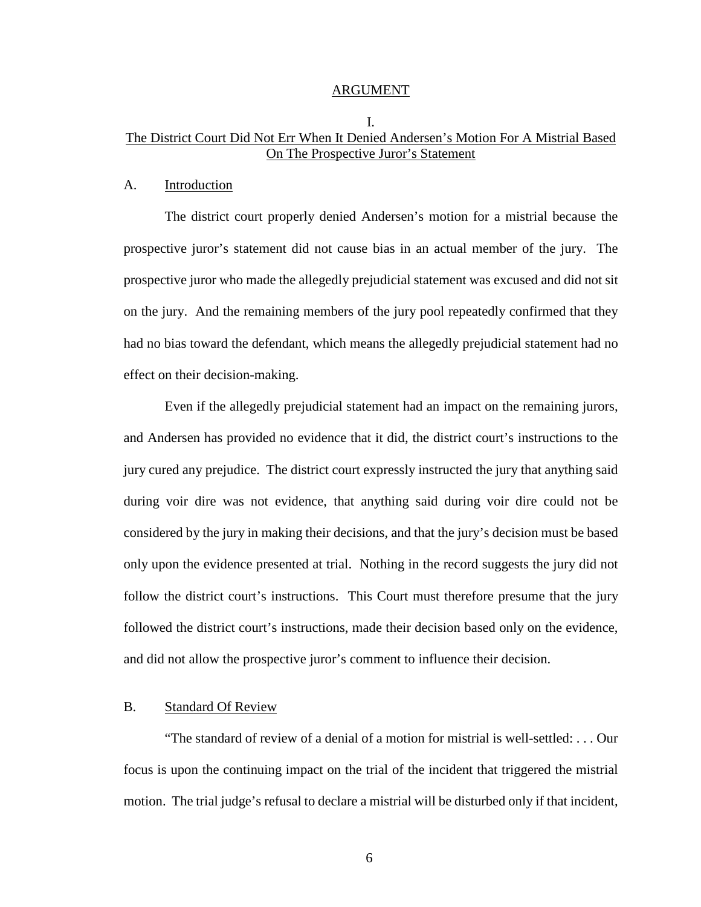## ARGUMENT

### I.
### The District Court Did Not Err When It Denied Andersen's Motion For A Mistrial Based On The Prospective Juror's Statement

#### A. Introduction

The district court properly denied Andersen's motion for a mistrial because the prospective juror's statement did not cause bias in an actual member of the jury. The prospective juror who made the allegedly prejudicial statement was excused and did not sit on the jury. And the remaining members of the jury pool repeatedly confirmed that they had no bias toward the defendant, which means the allegedly prejudicial statement had no effect on their decision-making.

Even if the allegedly prejudicial statement had an impact on the remaining jurors, and Andersen has provided no evidence that it did, the district court's instructions to the jury cured any prejudice. The district court expressly instructed the jury that anything said during voir dire was not evidence, that anything said during voir dire could not be considered by the jury in making their decisions, and that the jury's decision must be based only upon the evidence presented at trial. Nothing in the record suggests the jury did not follow the district court's instructions. This Court must therefore presume that the jury followed the district court's instructions, made their decision based only on the evidence, and did not allow the prospective juror's comment to influence their decision.

#### B. Standard Of Review

"The standard of review of a denial of a motion for mistrial is well-settled: . . . Our focus is upon the continuing impact on the trial of the incident that triggered the mistrial motion. The trial judge's refusal to declare a mistrial will be disturbed only if that incident,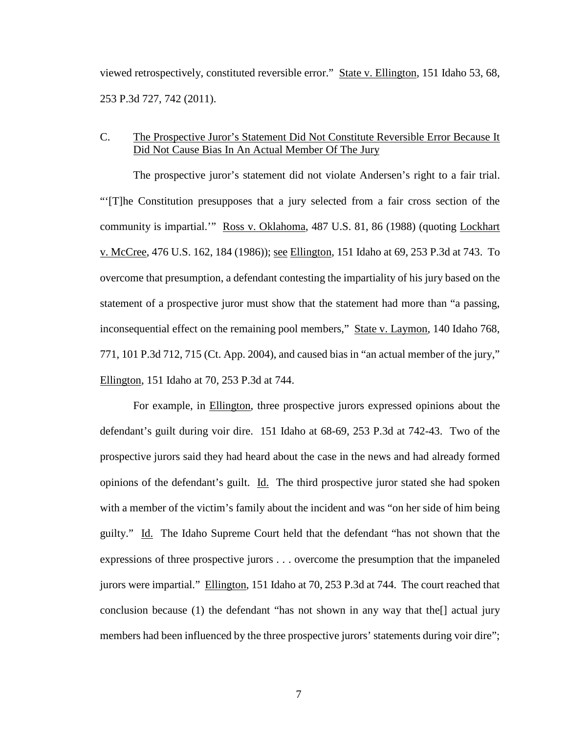viewed retrospectively, constituted reversible error." State v. Ellington, 151 Idaho 53, 68, 253 P.3d 727, 742 (2011).

C. The Prospective Juror's Statement Did Not Constitute Reversible Error Because It Did Not Cause Bias In An Actual Member Of The Jury

The prospective juror's statement did not violate Andersen's right to a fair trial. "'[T]he Constitution presupposes that a jury selected from a fair cross section of the community is impartial.'" Ross v. Oklahoma, 487 U.S. 81, 86 (1988) (quoting Lockhart v. McCree, 476 U.S. 162, 184 (1986)); see Ellington, 151 Idaho at 69, 253 P.3d at 743. To overcome that presumption, a defendant contesting the impartiality of his jury based on the statement of a prospective juror must show that the statement had more than "a passing, inconsequential effect on the remaining pool members," State v. Laymon, 140 Idaho 768, 771, 101 P.3d 712, 715 (Ct. App. 2004), and caused bias in "an actual member of the jury," Ellington, 151 Idaho at 70, 253 P.3d at 744.

For example, in Ellington, three prospective jurors expressed opinions about the defendant's guilt during voir dire. 151 Idaho at 68-69, 253 P.3d at 742-43. Two of the prospective jurors said they had heard about the case in the news and had already formed opinions of the defendant's guilt. Id. The third prospective juror stated she had spoken with a member of the victim's family about the incident and was "on her side of him being guilty." Id. The Idaho Supreme Court held that the defendant "has not shown that the expressions of three prospective jurors . . . overcome the presumption that the impaneled jurors were impartial." Ellington, 151 Idaho at 70, 253 P.3d at 744. The court reached that conclusion because (1) the defendant "has not shown in any way that the[] actual jury members had been influenced by the three prospective jurors' statements during voir dire";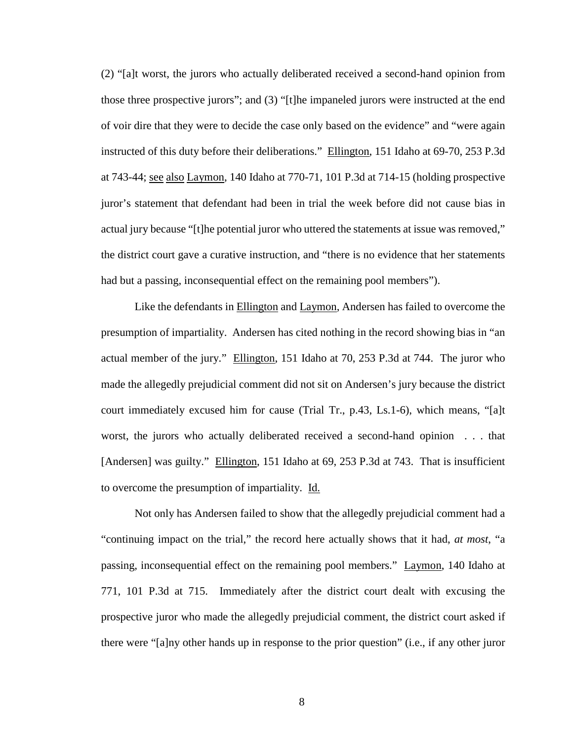(2) "[a]t worst, the jurors who actually deliberated received a second-hand opinion from those three prospective jurors"; and (3) "[t]he impaneled jurors were instructed at the end of voir dire that they were to decide the case only based on the evidence" and "were again instructed of this duty before their deliberations." Ellington, 151 Idaho at 69-70, 253 P.3d at 743-44; see also Laymon, 140 Idaho at 770-71, 101 P.3d at 714-15 (holding prospective juror's statement that defendant had been in trial the week before did not cause bias in actual jury because "[t]he potential juror who uttered the statements at issue was removed," the district court gave a curative instruction, and "there is no evidence that her statements had but a passing, inconsequential effect on the remaining pool members").

Like the defendants in Ellington and Laymon, Andersen has failed to overcome the presumption of impartiality. Andersen has cited nothing in the record showing bias in "an actual member of the jury." Ellington, 151 Idaho at 70, 253 P.3d at 744. The juror who made the allegedly prejudicial comment did not sit on Andersen's jury because the district court immediately excused him for cause (Trial Tr., p.43, Ls.1-6), which means, "[a]t worst, the jurors who actually deliberated received a second-hand opinion . . . that [Andersen] was guilty." Ellington, 151 Idaho at 69, 253 P.3d at 743. That is insufficient to overcome the presumption of impartiality. Id.

Not only has Andersen failed to show that the allegedly prejudicial comment had a "continuing impact on the trial," the record here actually shows that it had, *at most*, "a passing, inconsequential effect on the remaining pool members." Laymon, 140 Idaho at 771, 101 P.3d at 715. Immediately after the district court dealt with excusing the prospective juror who made the allegedly prejudicial comment, the district court asked if there were "[a]ny other hands up in response to the prior question" (i.e., if any other juror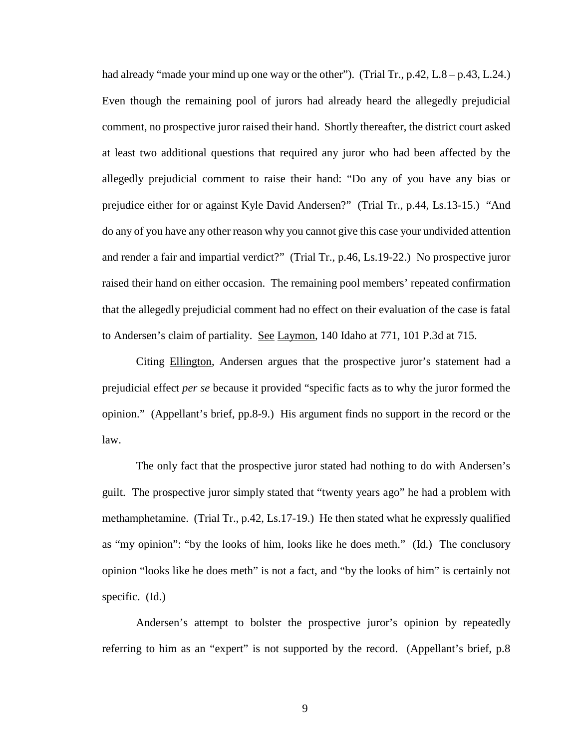had already "made your mind up one way or the other"). (Trial Tr., p.42, L.8 – p.43, L.24.) Even though the remaining pool of jurors had already heard the allegedly prejudicial comment, no prospective juror raised their hand. Shortly thereafter, the district court asked at least two additional questions that required any juror who had been affected by the allegedly prejudicial comment to raise their hand: "Do any of you have any bias or prejudice either for or against Kyle David Andersen?" (Trial Tr., p.44, Ls.13-15.) "And do any of you have any other reason why you cannot give this case your undivided attention and render a fair and impartial verdict?" (Trial Tr., p.46, Ls.19-22.) No prospective juror raised their hand on either occasion. The remaining pool members' repeated confirmation that the allegedly prejudicial comment had no effect on their evaluation of the case is fatal to Andersen's claim of partiality. See Laymon, 140 Idaho at 771, 101 P.3d at 715.

Citing Ellington, Andersen argues that the prospective juror's statement had a prejudicial effect *per se* because it provided "specific facts as to why the juror formed the opinion." (Appellant's brief, pp.8-9.) His argument finds no support in the record or the law.

The only fact that the prospective juror stated had nothing to do with Andersen's guilt. The prospective juror simply stated that "twenty years ago" he had a problem with methamphetamine. (Trial Tr., p.42, Ls.17-19.) He then stated what he expressly qualified as "my opinion": "by the looks of him, looks like he does meth." (Id.) The conclusory opinion "looks like he does meth" is not a fact, and "by the looks of him" is certainly not specific. (Id.)

Andersen's attempt to bolster the prospective juror's opinion by repeatedly referring to him as an "expert" is not supported by the record. (Appellant's brief, p.8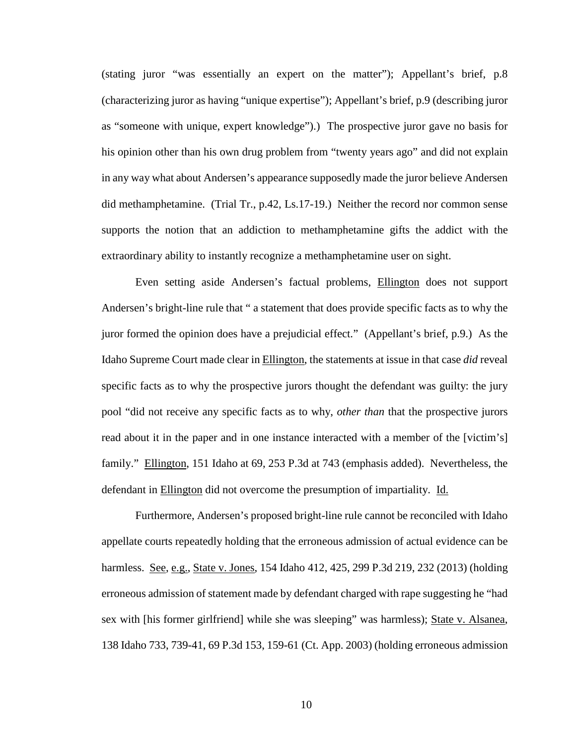(stating juror "was essentially an expert on the matter"); Appellant's brief, p.8 (characterizing juror as having "unique expertise"); Appellant's brief, p.9 (describing juror as "someone with unique, expert knowledge").) The prospective juror gave no basis for his opinion other than his own drug problem from "twenty years ago" and did not explain in any way what about Andersen's appearance supposedly made the juror believe Andersen did methamphetamine. (Trial Tr., p.42, Ls.17-19.) Neither the record nor common sense supports the notion that an addiction to methamphetamine gifts the addict with the extraordinary ability to instantly recognize a methamphetamine user on sight.

Even setting aside Andersen's factual problems, Ellington does not support Andersen's bright-line rule that " a statement that does provide specific facts as to why the juror formed the opinion does have a prejudicial effect." (Appellant's brief, p.9.) As the Idaho Supreme Court made clear in Ellington, the statements at issue in that case *did* reveal specific facts as to why the prospective jurors thought the defendant was guilty: the jury pool "did not receive any specific facts as to why, *other than* that the prospective jurors read about it in the paper and in one instance interacted with a member of the [victim's] family." Ellington, 151 Idaho at 69, 253 P.3d at 743 (emphasis added). Nevertheless, the defendant in Ellington did not overcome the presumption of impartiality. Id.

Furthermore, Andersen's proposed bright-line rule cannot be reconciled with Idaho appellate courts repeatedly holding that the erroneous admission of actual evidence can be harmless. See, e.g., State v. Jones, 154 Idaho 412, 425, 299 P.3d 219, 232 (2013) (holding erroneous admission of statement made by defendant charged with rape suggesting he "had sex with [his former girlfriend] while she was sleeping" was harmless); State v. Alsanea, 138 Idaho 733, 739-41, 69 P.3d 153, 159-61 (Ct. App. 2003) (holding erroneous admission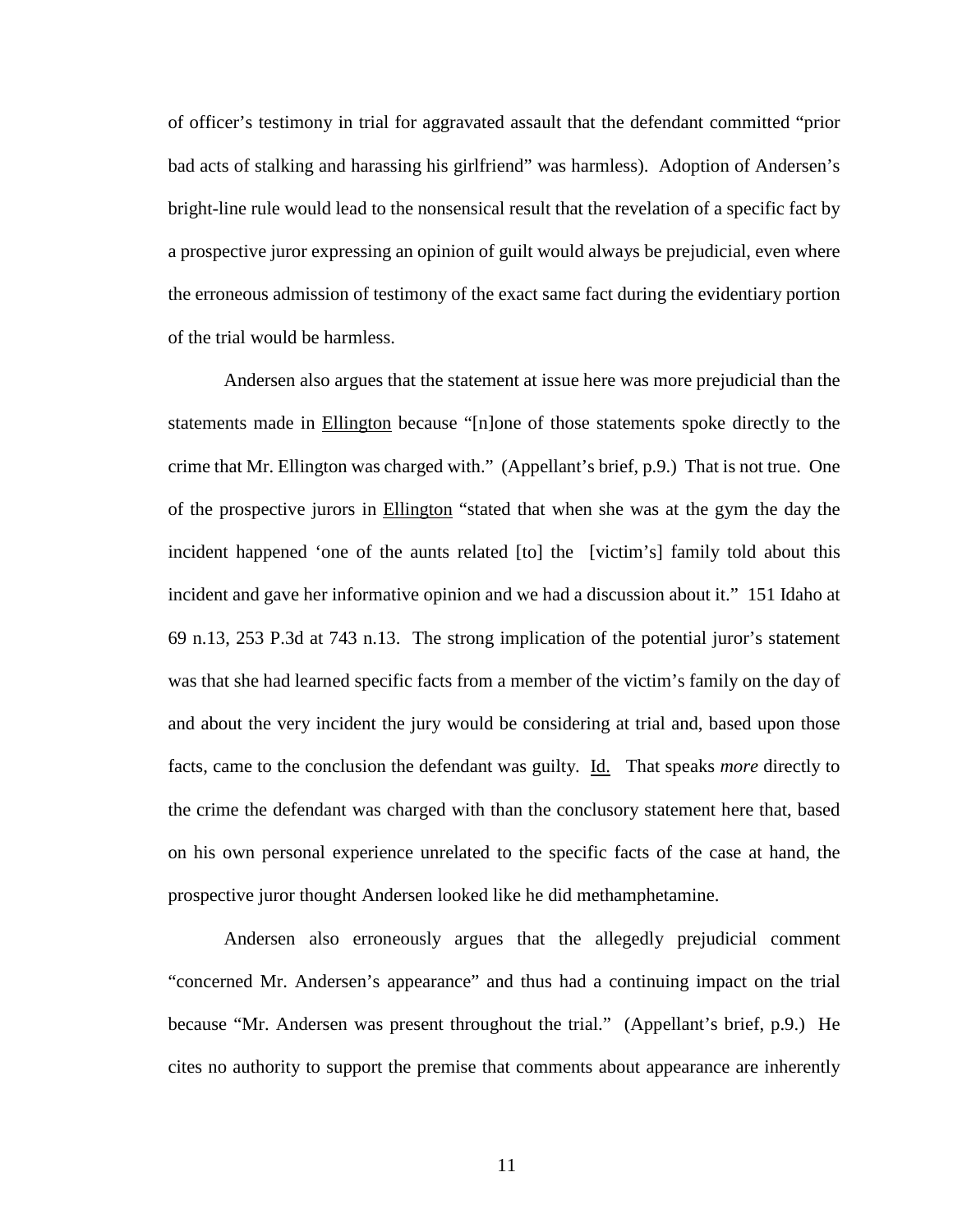of officer's testimony in trial for aggravated assault that the defendant committed "prior bad acts of stalking and harassing his girlfriend" was harmless). Adoption of Andersen's bright-line rule would lead to the nonsensical result that the revelation of a specific fact by a prospective juror expressing an opinion of guilt would always be prejudicial, even where the erroneous admission of testimony of the exact same fact during the evidentiary portion of the trial would be harmless.

Andersen also argues that the statement at issue here was more prejudicial than the statements made in Ellington because "[n]one of those statements spoke directly to the crime that Mr. Ellington was charged with." (Appellant's brief, p.9.) That is not true. One of the prospective jurors in Ellington "stated that when she was at the gym the day the incident happened 'one of the aunts related [to] the [victim's] family told about this incident and gave her informative opinion and we had a discussion about it." 151 Idaho at 69 n.13, 253 P.3d at 743 n.13. The strong implication of the potential juror's statement was that she had learned specific facts from a member of the victim's family on the day of and about the very incident the jury would be considering at trial and, based upon those facts, came to the conclusion the defendant was guilty. Id. That speaks *more* directly to the crime the defendant was charged with than the conclusory statement here that, based on his own personal experience unrelated to the specific facts of the case at hand, the prospective juror thought Andersen looked like he did methamphetamine.

Andersen also erroneously argues that the allegedly prejudicial comment "concerned Mr. Andersen's appearance" and thus had a continuing impact on the trial because "Mr. Andersen was present throughout the trial." (Appellant's brief, p.9.) He cites no authority to support the premise that comments about appearance are inherently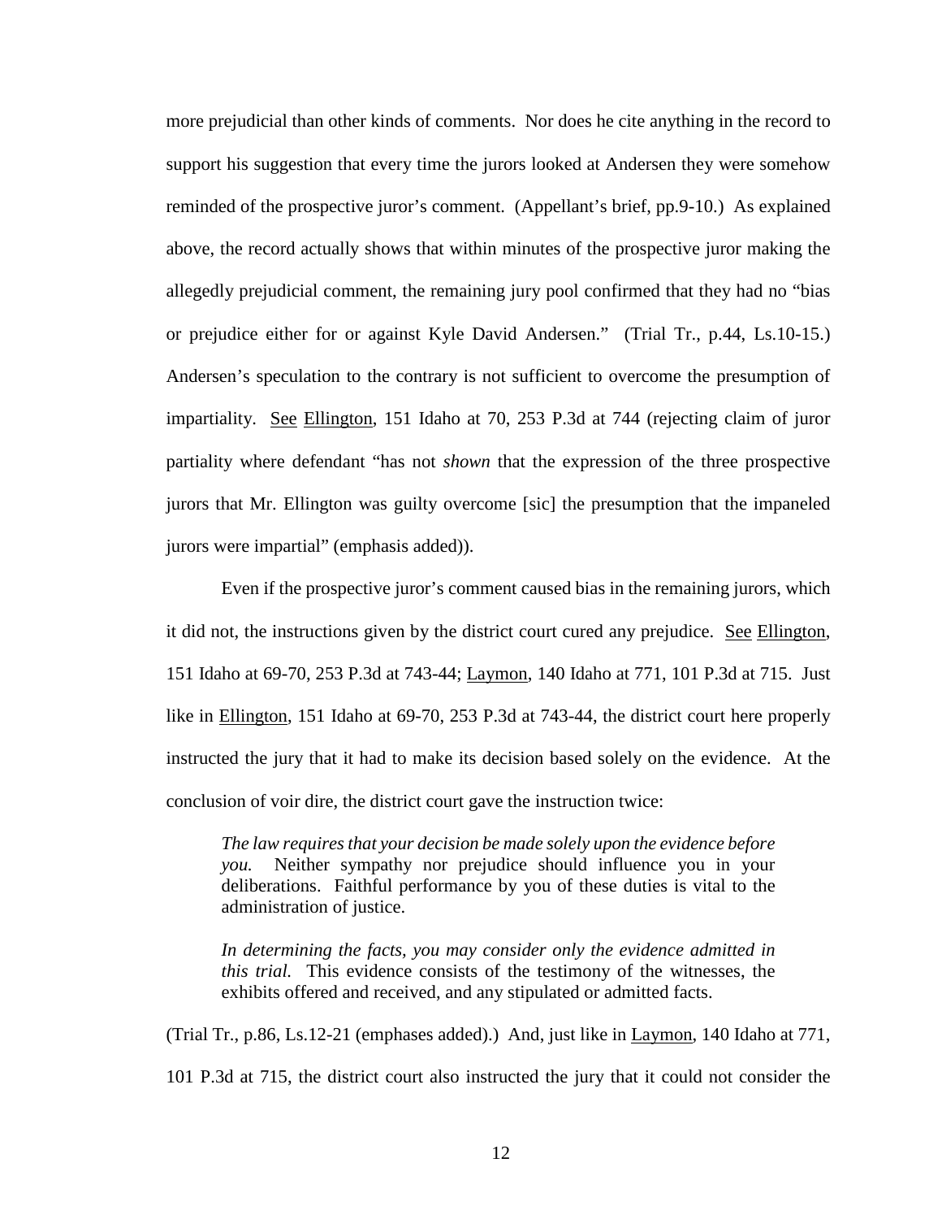more prejudicial than other kinds of comments. Nor does he cite anything in the record to support his suggestion that every time the jurors looked at Andersen they were somehow reminded of the prospective juror's comment. (Appellant's brief, pp.9-10.) As explained above, the record actually shows that within minutes of the prospective juror making the allegedly prejudicial comment, the remaining jury pool confirmed that they had no "bias or prejudice either for or against Kyle David Andersen." (Trial Tr., p.44, Ls.10-15.) Andersen's speculation to the contrary is not sufficient to overcome the presumption of impartiality. See Ellington, 151 Idaho at 70, 253 P.3d at 744 (rejecting claim of juror partiality where defendant "has not *shown* that the expression of the three prospective jurors that Mr. Ellington was guilty overcome [sic] the presumption that the impaneled jurors were impartial" (emphasis added)).

Even if the prospective juror's comment caused bias in the remaining jurors, which it did not, the instructions given by the district court cured any prejudice. See Ellington, 151 Idaho at 69-70, 253 P.3d at 743-44; Laymon, 140 Idaho at 771, 101 P.3d at 715. Just like in Ellington, 151 Idaho at 69-70, 253 P.3d at 743-44, the district court here properly instructed the jury that it had to make its decision based solely on the evidence. At the conclusion of voir dire, the district court gave the instruction twice:

> *The law requires that your decision be made solely upon the evidence before you.* Neither sympathy nor prejudice should influence you in your deliberations. Faithful performance by you of these duties is vital to the administration of justice.
>
> *In determining the facts, you may consider only the evidence admitted in this trial.* This evidence consists of the testimony of the witnesses, the exhibits offered and received, and any stipulated or admitted facts.

(Trial Tr., p.86, Ls.12-21 (emphases added).) And, just like in Laymon, 140 Idaho at 771, 101 P.3d at 715, the district court also instructed the jury that it could not consider the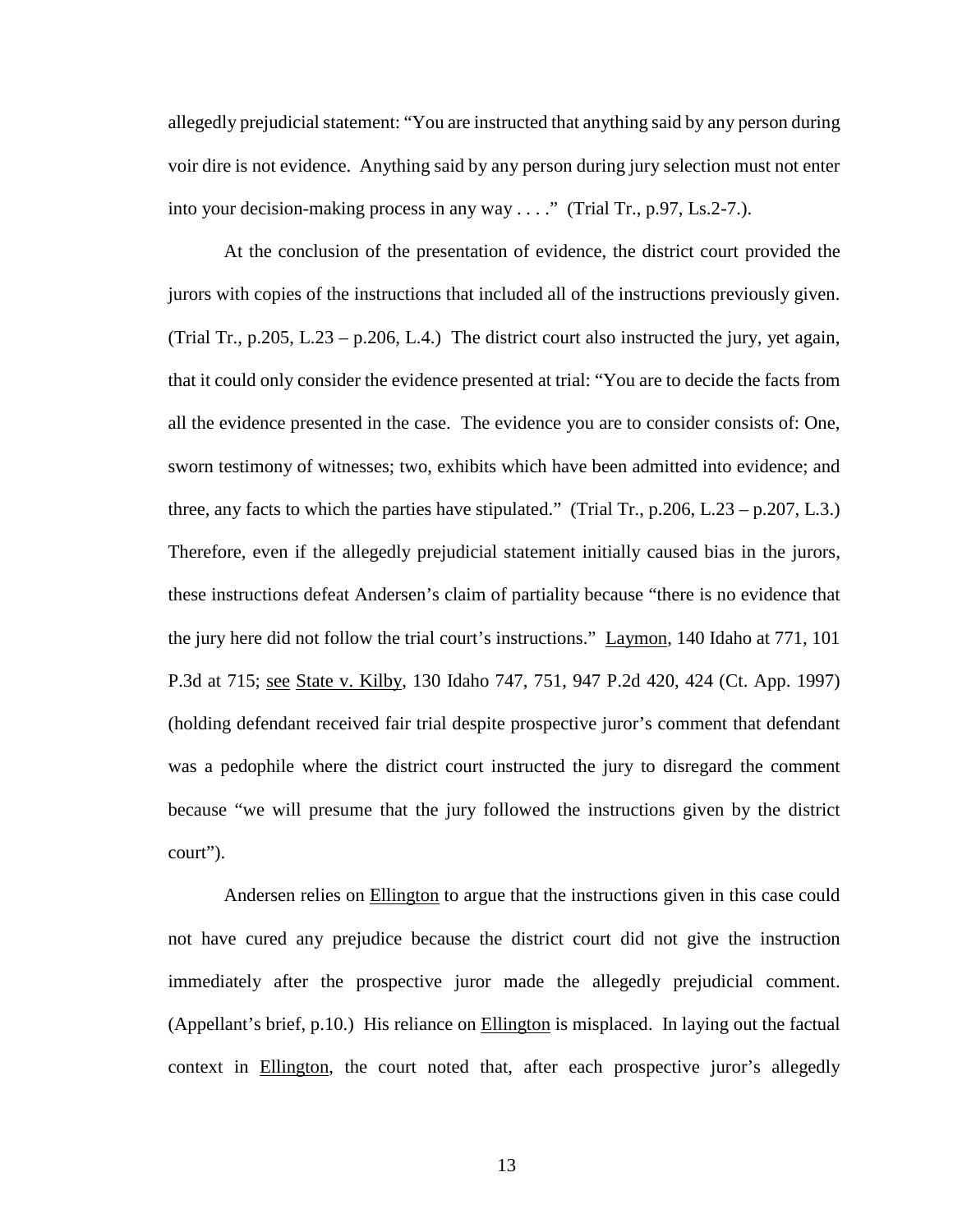allegedly prejudicial statement: "You are instructed that anything said by any person during voir dire is not evidence. Anything said by any person during jury selection must not enter into your decision-making process in any way . . . ." (Trial Tr., p.97, Ls.2-7.).

At the conclusion of the presentation of evidence, the district court provided the jurors with copies of the instructions that included all of the instructions previously given. (Trial Tr., p.205, L.23 – p.206, L.4.) The district court also instructed the jury, yet again, that it could only consider the evidence presented at trial: "You are to decide the facts from all the evidence presented in the case. The evidence you are to consider consists of: One, sworn testimony of witnesses; two, exhibits which have been admitted into evidence; and three, any facts to which the parties have stipulated." (Trial Tr., p.206, L.23 – p.207, L.3.) Therefore, even if the allegedly prejudicial statement initially caused bias in the jurors, these instructions defeat Andersen's claim of partiality because "there is no evidence that the jury here did not follow the trial court's instructions." Laymon, 140 Idaho at 771, 101 P.3d at 715; see State v. Kilby, 130 Idaho 747, 751, 947 P.2d 420, 424 (Ct. App. 1997) (holding defendant received fair trial despite prospective juror's comment that defendant was a pedophile where the district court instructed the jury to disregard the comment because "we will presume that the jury followed the instructions given by the district court").

Andersen relies on Ellington to argue that the instructions given in this case could not have cured any prejudice because the district court did not give the instruction immediately after the prospective juror made the allegedly prejudicial comment. (Appellant's brief, p.10.) His reliance on Ellington is misplaced. In laying out the factual context in Ellington, the court noted that, after each prospective juror's allegedly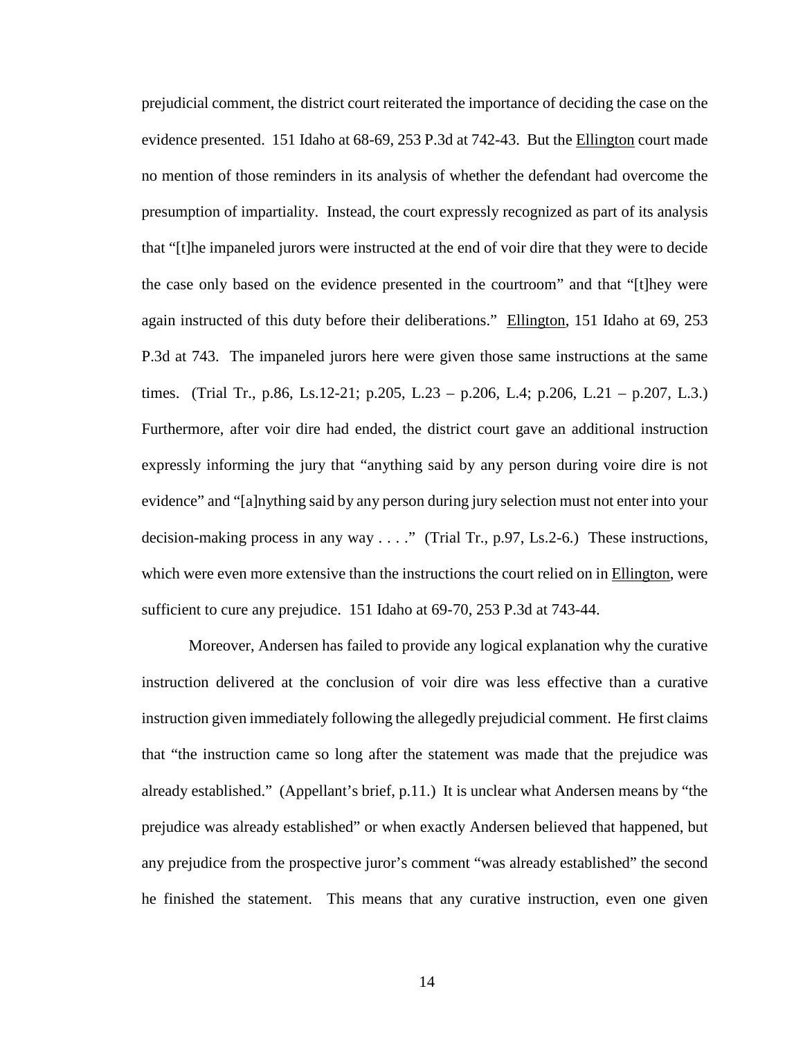prejudicial comment, the district court reiterated the importance of deciding the case on the evidence presented. 151 Idaho at 68-69, 253 P.3d at 742-43. But the Ellington court made no mention of those reminders in its analysis of whether the defendant had overcome the presumption of impartiality. Instead, the court expressly recognized as part of its analysis that "[t]he impaneled jurors were instructed at the end of voir dire that they were to decide the case only based on the evidence presented in the courtroom" and that "[t]hey were again instructed of this duty before their deliberations." Ellington, 151 Idaho at 69, 253 P.3d at 743. The impaneled jurors here were given those same instructions at the same times. (Trial Tr., p.86, Ls.12-21; p.205, L.23 – p.206, L.4; p.206, L.21 – p.207, L.3.) Furthermore, after voir dire had ended, the district court gave an additional instruction expressly informing the jury that "anything said by any person during voire dire is not evidence" and "[a]nything said by any person during jury selection must not enter into your decision-making process in any way . . . ." (Trial Tr., p.97, Ls.2-6.) These instructions, which were even more extensive than the instructions the court relied on in Ellington, were sufficient to cure any prejudice. 151 Idaho at 69-70, 253 P.3d at 743-44.

Moreover, Andersen has failed to provide any logical explanation why the curative instruction delivered at the conclusion of voir dire was less effective than a curative instruction given immediately following the allegedly prejudicial comment. He first claims that "the instruction came so long after the statement was made that the prejudice was already established." (Appellant's brief, p.11.) It is unclear what Andersen means by "the prejudice was already established" or when exactly Andersen believed that happened, but any prejudice from the prospective juror's comment "was already established" the second he finished the statement. This means that any curative instruction, even one given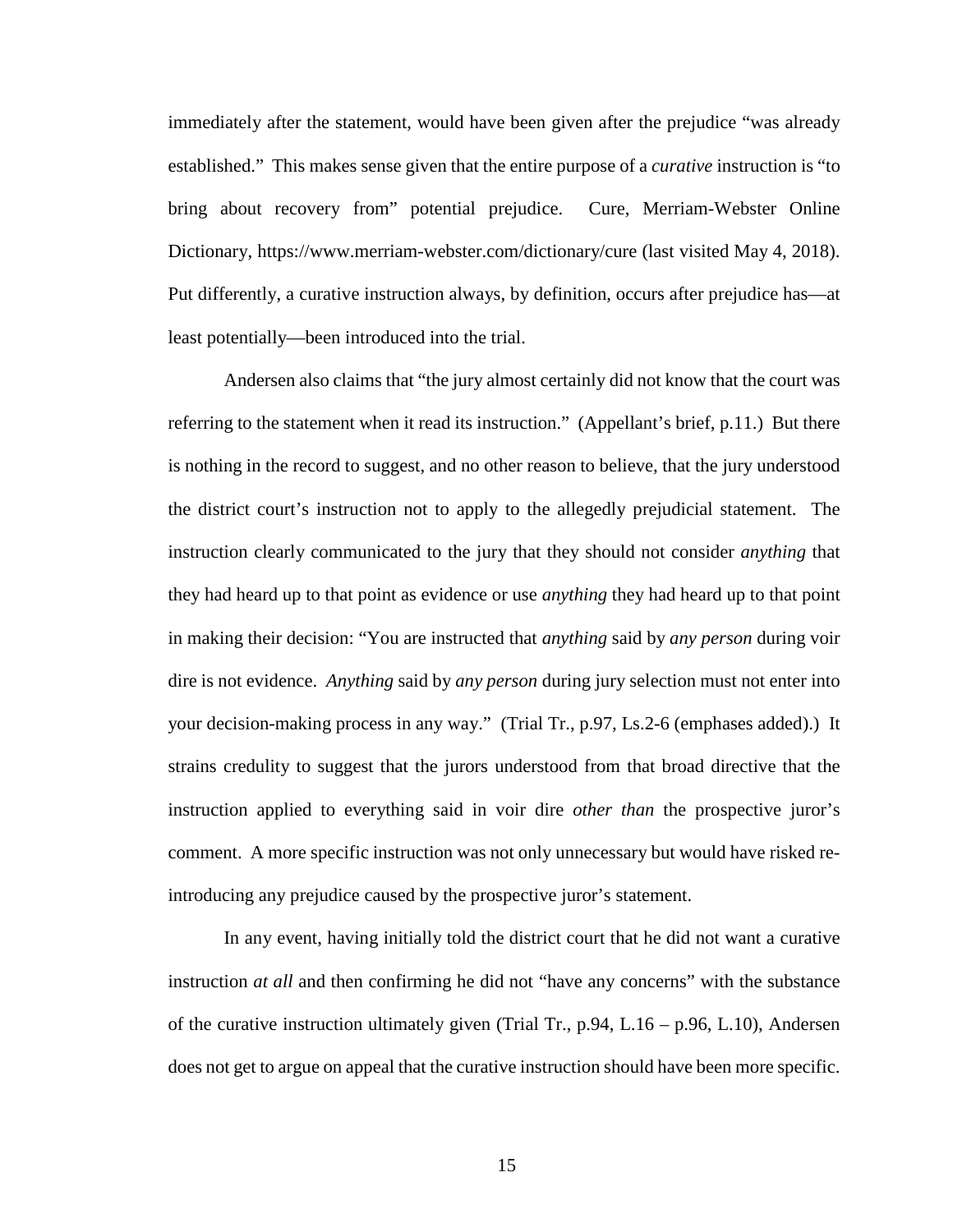immediately after the statement, would have been given after the prejudice "was already established." This makes sense given that the entire purpose of a *curative* instruction is "to bring about recovery from" potential prejudice. Cure, Merriam-Webster Online Dictionary, https://www.merriam-webster.com/dictionary/cure (last visited May 4, 2018). Put differently, a curative instruction always, by definition, occurs after prejudice has—at least potentially—been introduced into the trial.

Andersen also claims that "the jury almost certainly did not know that the court was referring to the statement when it read its instruction." (Appellant's brief, p.11.) But there is nothing in the record to suggest, and no other reason to believe, that the jury understood the district court's instruction not to apply to the allegedly prejudicial statement. The instruction clearly communicated to the jury that they should not consider *anything* that they had heard up to that point as evidence or use *anything* they had heard up to that point in making their decision: "You are instructed that *anything* said by *any person* during voir dire is not evidence. *Anything* said by *any person* during jury selection must not enter into your decision-making process in any way." (Trial Tr., p.97, Ls.2-6 (emphases added).) It strains credulity to suggest that the jurors understood from that broad directive that the instruction applied to everything said in voir dire *other than* the prospective juror's comment. A more specific instruction was not only unnecessary but would have risked re-introducing any prejudice caused by the prospective juror's statement.

In any event, having initially told the district court that he did not want a curative instruction *at all* and then confirming he did not "have any concerns" with the substance of the curative instruction ultimately given (Trial Tr., p.94, L.16 – p.96, L.10), Andersen does not get to argue on appeal that the curative instruction should have been more specific.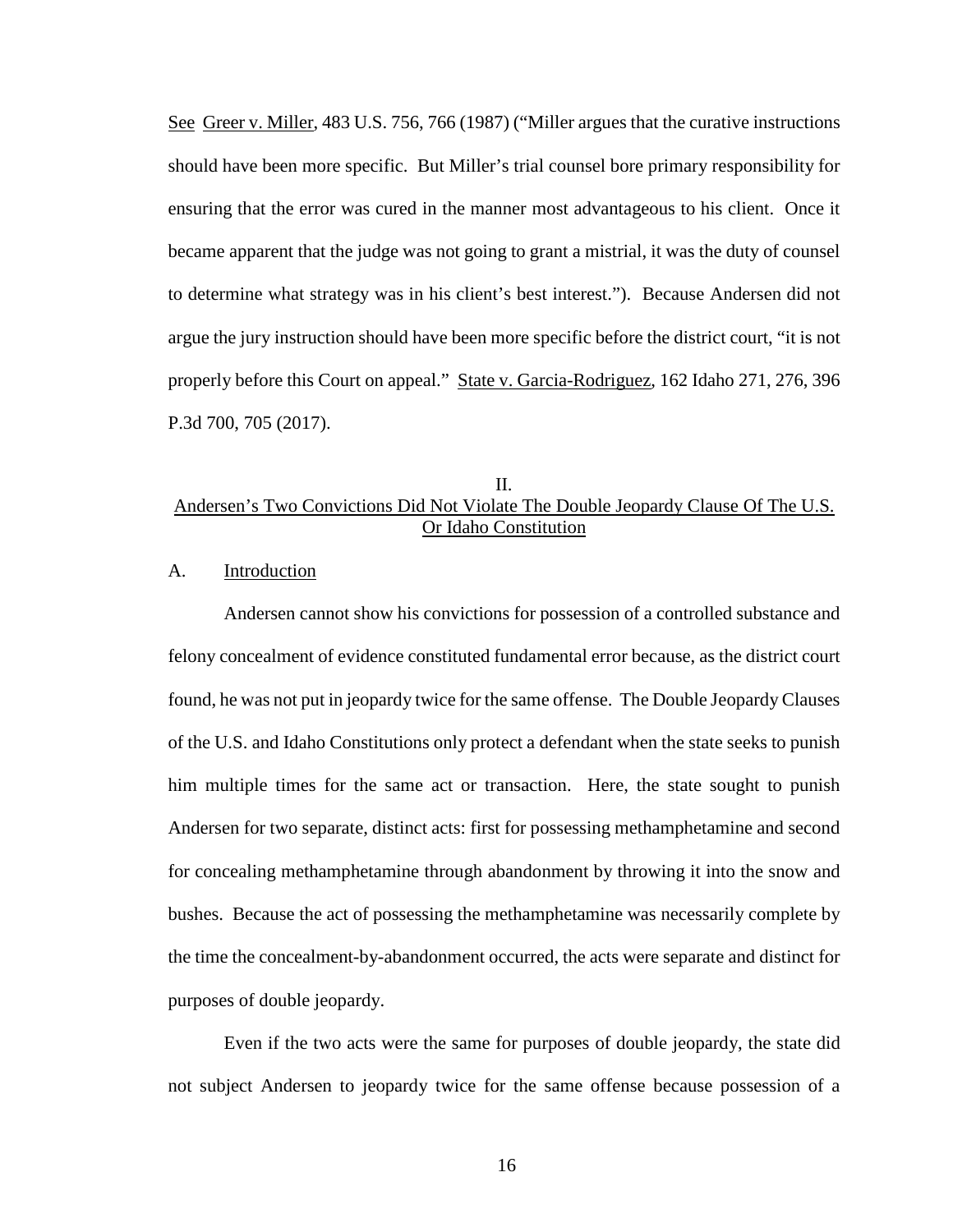See Greer v. Miller, 483 U.S. 756, 766 (1987) ("Miller argues that the curative instructions should have been more specific. But Miller's trial counsel bore primary responsibility for ensuring that the error was cured in the manner most advantageous to his client. Once it became apparent that the judge was not going to grant a mistrial, it was the duty of counsel to determine what strategy was in his client's best interest."). Because Andersen did not argue the jury instruction should have been more specific before the district court, "it is not properly before this Court on appeal." State v. Garcia-Rodriguez, 162 Idaho 271, 276, 396 P.3d 700, 705 (2017).

## II.
## Andersen's Two Convictions Did Not Violate The Double Jeopardy Clause Of The U.S. Or Idaho Constitution

### A. Introduction

Andersen cannot show his convictions for possession of a controlled substance and felony concealment of evidence constituted fundamental error because, as the district court found, he was not put in jeopardy twice for the same offense. The Double Jeopardy Clauses of the U.S. and Idaho Constitutions only protect a defendant when the state seeks to punish him multiple times for the same act or transaction. Here, the state sought to punish Andersen for two separate, distinct acts: first for possessing methamphetamine and second for concealing methamphetamine through abandonment by throwing it into the snow and bushes. Because the act of possessing the methamphetamine was necessarily complete by the time the concealment-by-abandonment occurred, the acts were separate and distinct for purposes of double jeopardy.

Even if the two acts were the same for purposes of double jeopardy, the state did not subject Andersen to jeopardy twice for the same offense because possession of a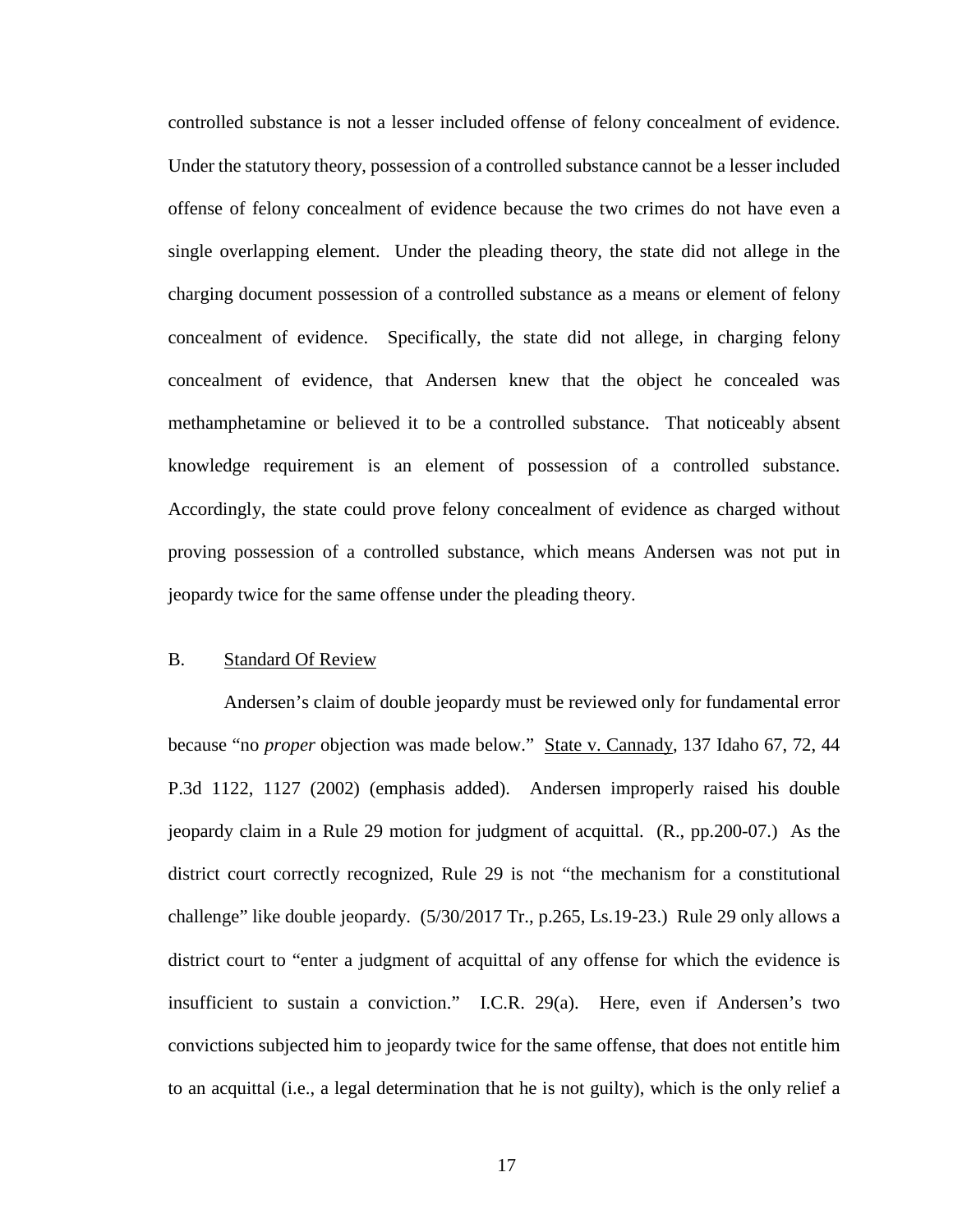controlled substance is not a lesser included offense of felony concealment of evidence. Under the statutory theory, possession of a controlled substance cannot be a lesser included offense of felony concealment of evidence because the two crimes do not have even a single overlapping element. Under the pleading theory, the state did not allege in the charging document possession of a controlled substance as a means or element of felony concealment of evidence. Specifically, the state did not allege, in charging felony concealment of evidence, that Andersen knew that the object he concealed was methamphetamine or believed it to be a controlled substance. That noticeably absent knowledge requirement is an element of possession of a controlled substance. Accordingly, the state could prove felony concealment of evidence as charged without proving possession of a controlled substance, which means Andersen was not put in jeopardy twice for the same offense under the pleading theory.

## B. Standard Of Review

Andersen's claim of double jeopardy must be reviewed only for fundamental error because "no *proper* objection was made below." State v. Cannady, 137 Idaho 67, 72, 44 P.3d 1122, 1127 (2002) (emphasis added). Andersen improperly raised his double jeopardy claim in a Rule 29 motion for judgment of acquittal. (R., pp.200-07.) As the district court correctly recognized, Rule 29 is not "the mechanism for a constitutional challenge" like double jeopardy. (5/30/2017 Tr., p.265, Ls.19-23.) Rule 29 only allows a district court to "enter a judgment of acquittal of any offense for which the evidence is insufficient to sustain a conviction." I.C.R. 29(a). Here, even if Andersen's two convictions subjected him to jeopardy twice for the same offense, that does not entitle him to an acquittal (i.e., a legal determination that he is not guilty), which is the only relief a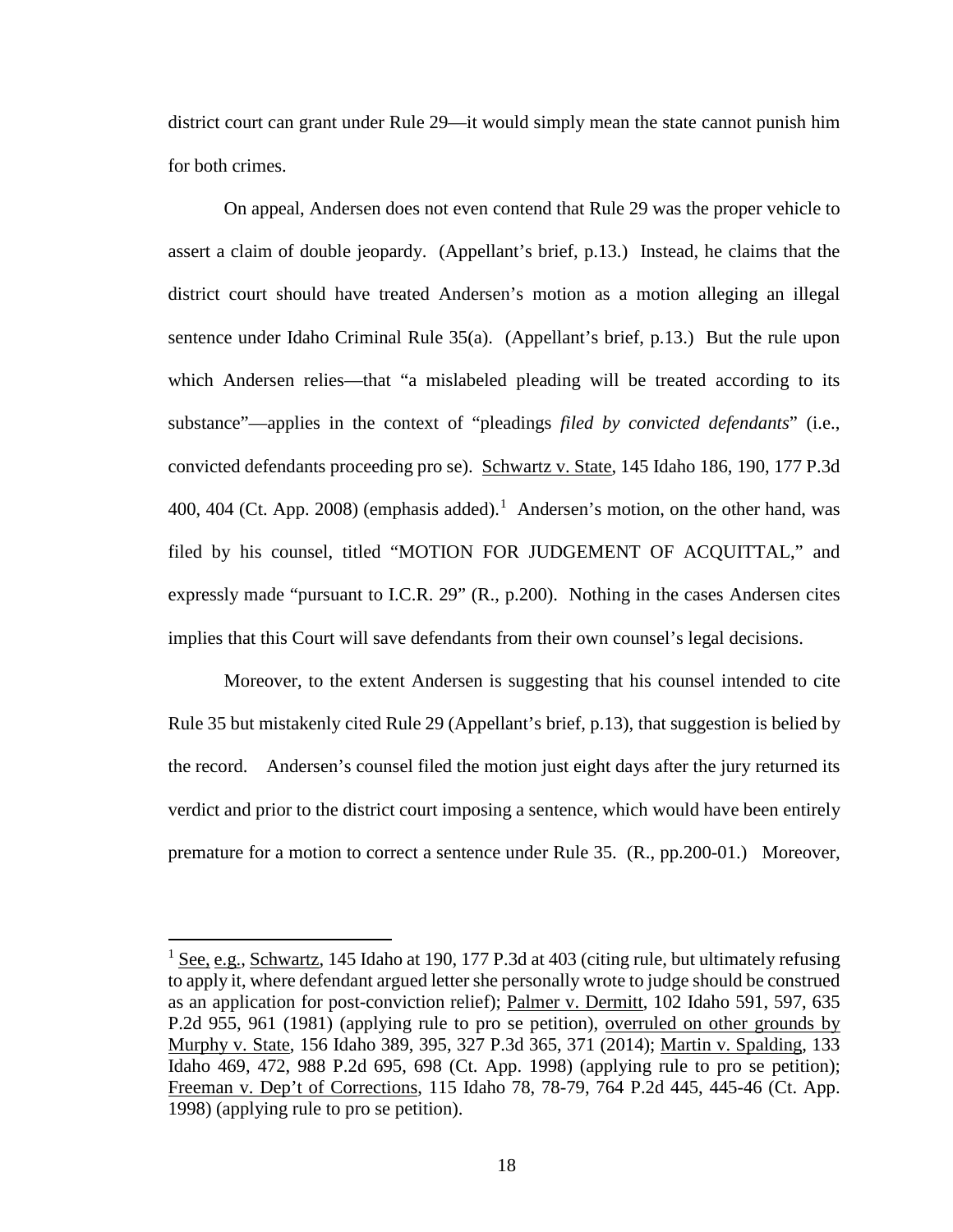district court can grant under Rule 29—it would simply mean the state cannot punish him for both crimes.

On appeal, Andersen does not even contend that Rule 29 was the proper vehicle to assert a claim of double jeopardy. (Appellant's brief, p.13.) Instead, he claims that the district court should have treated Andersen's motion as a motion alleging an illegal sentence under Idaho Criminal Rule 35(a). (Appellant's brief, p.13.) But the rule upon which Andersen relies—that "a mislabeled pleading will be treated according to its substance"—applies in the context of "pleadings *filed by convicted defendants*" (i.e., convicted defendants proceeding pro se). Schwartz v. State, 145 Idaho 186, 190, 177 P.3d 400, 404 (Ct. App. 2008) (emphasis added).[1] Andersen's motion, on the other hand, was filed by his counsel, titled "MOTION FOR JUDGEMENT OF ACQUITTAL," and expressly made "pursuant to I.C.R. 29" (R., p.200). Nothing in the cases Andersen cites implies that this Court will save defendants from their own counsel's legal decisions.

Moreover, to the extent Andersen is suggesting that his counsel intended to cite Rule 35 but mistakenly cited Rule 29 (Appellant's brief, p.13), that suggestion is belied by the record. Andersen's counsel filed the motion just eight days after the jury returned its verdict and prior to the district court imposing a sentence, which would have been entirely premature for a motion to correct a sentence under Rule 35. (R., pp.200-01.) Moreover,

---

[1] See, e.g., Schwartz, 145 Idaho at 190, 177 P.3d at 403 (citing rule, but ultimately refusing to apply it, where defendant argued letter she personally wrote to judge should be construed as an application for post-conviction relief); Palmer v. Dermitt, 102 Idaho 591, 597, 635 P.2d 955, 961 (1981) (applying rule to pro se petition), overruled on other grounds by Murphy v. State, 156 Idaho 389, 395, 327 P.3d 365, 371 (2014); Martin v. Spalding, 133 Idaho 469, 472, 988 P.2d 695, 698 (Ct. App. 1998) (applying rule to pro se petition); Freeman v. Dep't of Corrections, 115 Idaho 78, 78-79, 764 P.2d 445, 445-46 (Ct. App. 1998) (applying rule to pro se petition).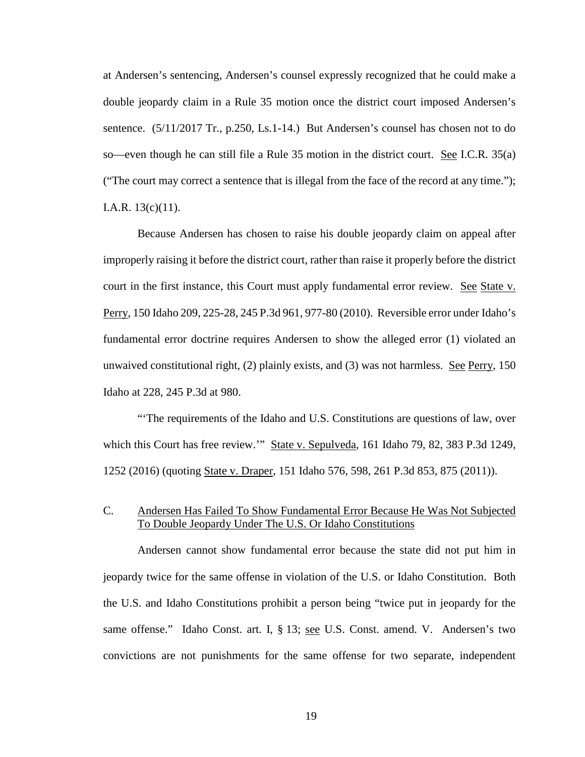at Andersen's sentencing, Andersen's counsel expressly recognized that he could make a double jeopardy claim in a Rule 35 motion once the district court imposed Andersen's sentence. (5/11/2017 Tr., p.250, Ls.1-14.) But Andersen's counsel has chosen not to do so—even though he can still file a Rule 35 motion in the district court. See I.C.R. 35(a) ("The court may correct a sentence that is illegal from the face of the record at any time."); I.A.R. 13(c)(11).

Because Andersen has chosen to raise his double jeopardy claim on appeal after improperly raising it before the district court, rather than raise it properly before the district court in the first instance, this Court must apply fundamental error review. See State v. Perry, 150 Idaho 209, 225-28, 245 P.3d 961, 977-80 (2010). Reversible error under Idaho's fundamental error doctrine requires Andersen to show the alleged error (1) violated an unwaived constitutional right, (2) plainly exists, and (3) was not harmless. See Perry, 150 Idaho at 228, 245 P.3d at 980.

"'The requirements of the Idaho and U.S. Constitutions are questions of law, over which this Court has free review.'" State v. Sepulveda, 161 Idaho 79, 82, 383 P.3d 1249, 1252 (2016) (quoting State v. Draper, 151 Idaho 576, 598, 261 P.3d 853, 875 (2011)).

### C. Andersen Has Failed To Show Fundamental Error Because He Was Not Subjected To Double Jeopardy Under The U.S. Or Idaho Constitutions

Andersen cannot show fundamental error because the state did not put him in jeopardy twice for the same offense in violation of the U.S. or Idaho Constitution. Both the U.S. and Idaho Constitutions prohibit a person being "twice put in jeopardy for the same offense." Idaho Const. art. I, § 13; see U.S. Const. amend. V. Andersen's two convictions are not punishments for the same offense for two separate, independent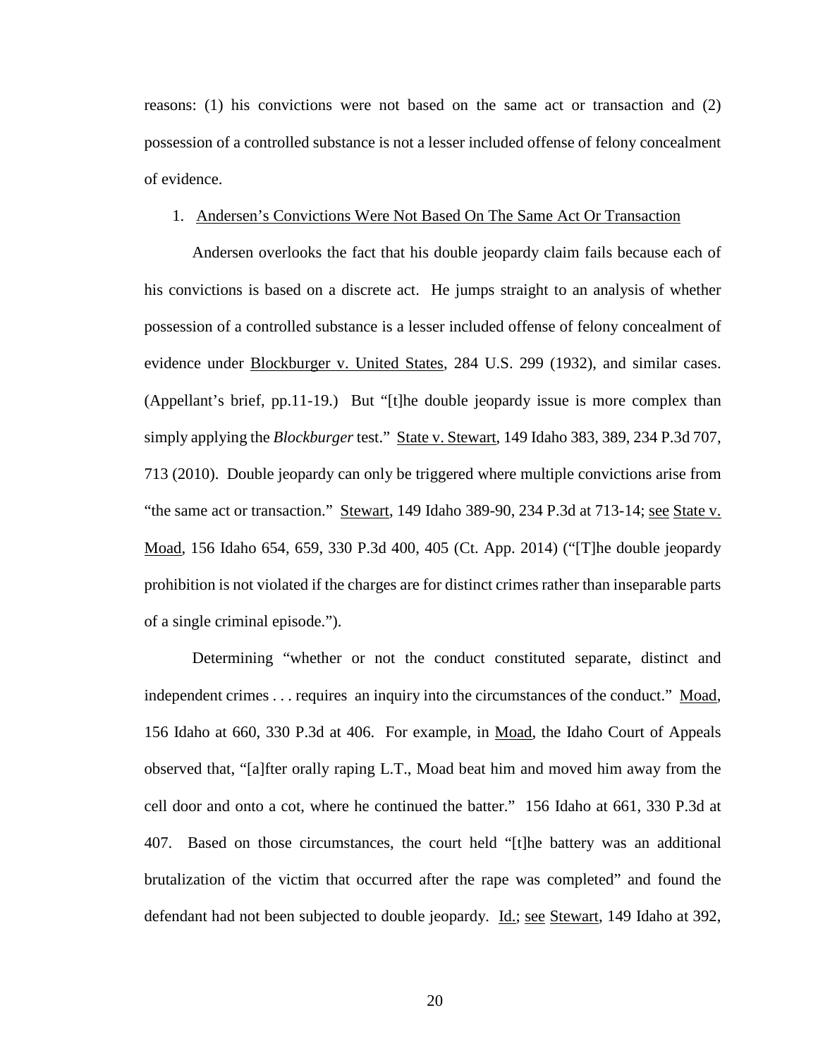reasons: (1) his convictions were not based on the same act or transaction and (2) possession of a controlled substance is not a lesser included offense of felony concealment of evidence.

1. Andersen's Convictions Were Not Based On The Same Act Or Transaction

Andersen overlooks the fact that his double jeopardy claim fails because each of his convictions is based on a discrete act. He jumps straight to an analysis of whether possession of a controlled substance is a lesser included offense of felony concealment of evidence under Blockburger v. United States, 284 U.S. 299 (1932), and similar cases. (Appellant's brief, pp.11-19.) But "[t]he double jeopardy issue is more complex than simply applying the *Blockburger* test." State v. Stewart, 149 Idaho 383, 389, 234 P.3d 707, 713 (2010). Double jeopardy can only be triggered where multiple convictions arise from "the same act or transaction." Stewart, 149 Idaho 389-90, 234 P.3d at 713-14; see State v. Moad, 156 Idaho 654, 659, 330 P.3d 400, 405 (Ct. App. 2014) ("[T]he double jeopardy prohibition is not violated if the charges are for distinct crimes rather than inseparable parts of a single criminal episode.").

Determining "whether or not the conduct constituted separate, distinct and independent crimes . . . requires an inquiry into the circumstances of the conduct." Moad, 156 Idaho at 660, 330 P.3d at 406. For example, in Moad, the Idaho Court of Appeals observed that, "[a]fter orally raping L.T., Moad beat him and moved him away from the cell door and onto a cot, where he continued the batter." 156 Idaho at 661, 330 P.3d at 407. Based on those circumstances, the court held "[t]he battery was an additional brutalization of the victim that occurred after the rape was completed" and found the defendant had not been subjected to double jeopardy. Id.; see Stewart, 149 Idaho at 392,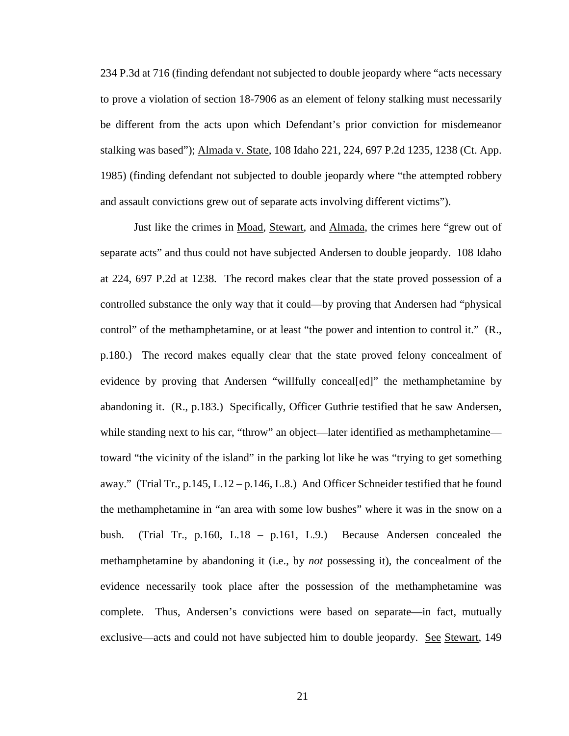234 P.3d at 716 (finding defendant not subjected to double jeopardy where "acts necessary to prove a violation of section 18-7906 as an element of felony stalking must necessarily be different from the acts upon which Defendant's prior conviction for misdemeanor stalking was based"); Almada v. State, 108 Idaho 221, 224, 697 P.2d 1235, 1238 (Ct. App. 1985) (finding defendant not subjected to double jeopardy where "the attempted robbery and assault convictions grew out of separate acts involving different victims").

Just like the crimes in Moad, Stewart, and Almada, the crimes here "grew out of separate acts" and thus could not have subjected Andersen to double jeopardy. 108 Idaho at 224, 697 P.2d at 1238. The record makes clear that the state proved possession of a controlled substance the only way that it could—by proving that Andersen had "physical control" of the methamphetamine, or at least "the power and intention to control it." (R., p.180.) The record makes equally clear that the state proved felony concealment of evidence by proving that Andersen "willfully conceal[ed]" the methamphetamine by abandoning it. (R., p.183.) Specifically, Officer Guthrie testified that he saw Andersen, while standing next to his car, "throw" an object—later identified as methamphetamine—toward "the vicinity of the island" in the parking lot like he was "trying to get something away." (Trial Tr., p.145, L.12 – p.146, L.8.) And Officer Schneider testified that he found the methamphetamine in "an area with some low bushes" where it was in the snow on a bush. (Trial Tr., p.160, L.18 – p.161, L.9.) Because Andersen concealed the methamphetamine by abandoning it (i.e., by *not* possessing it), the concealment of the evidence necessarily took place after the possession of the methamphetamine was complete. Thus, Andersen's convictions were based on separate—in fact, mutually exclusive—acts and could not have subjected him to double jeopardy. See Stewart, 149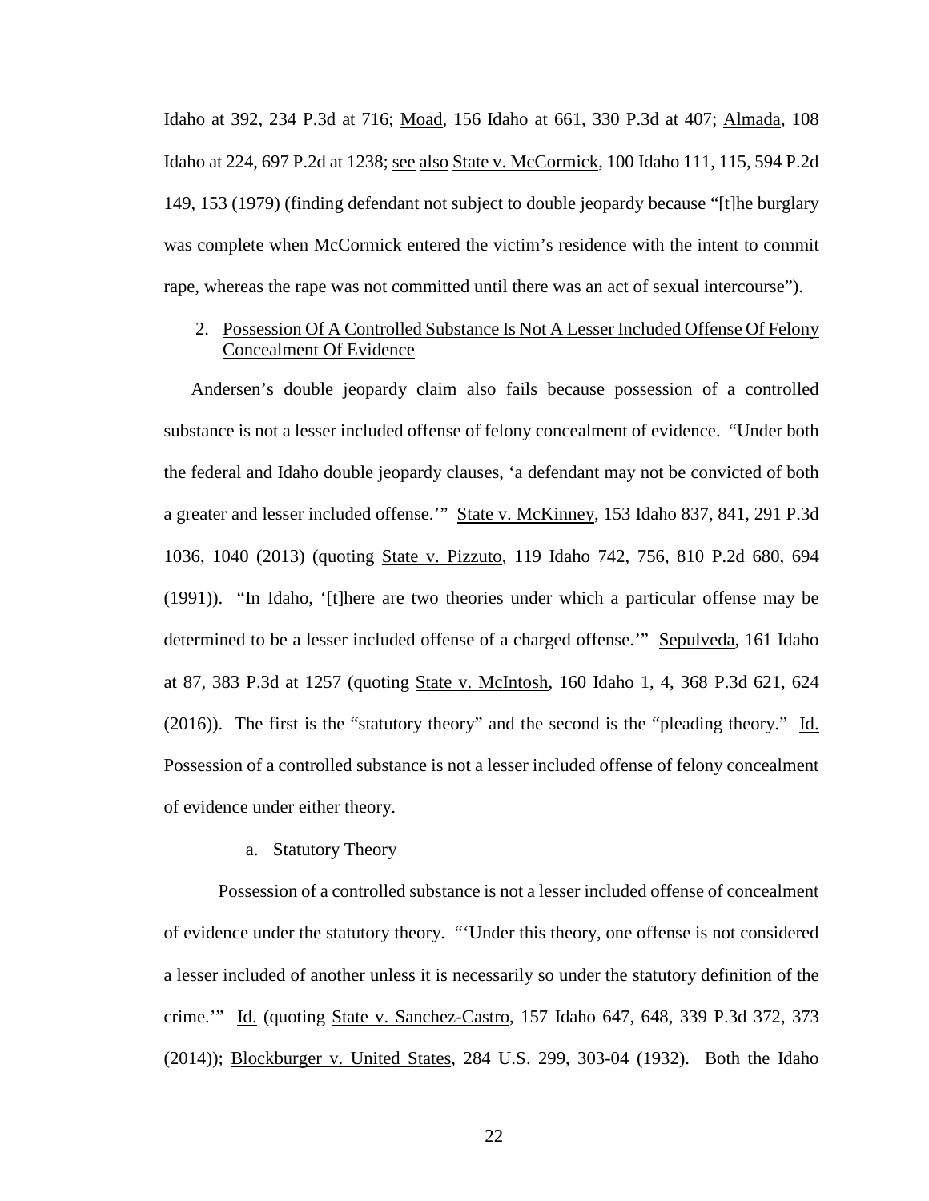Idaho at 392, 234 P.3d at 716; Moad, 156 Idaho at 661, 330 P.3d at 407; Almada, 108 Idaho at 224, 697 P.2d at 1238; see also State v. McCormick, 100 Idaho 111, 115, 594 P.2d 149, 153 (1979) (finding defendant not subject to double jeopardy because "[t]he burglary was complete when McCormick entered the victim's residence with the intent to commit rape, whereas the rape was not committed until there was an act of sexual intercourse").

2. Possession Of A Controlled Substance Is Not A Lesser Included Offense Of Felony Concealment Of Evidence

Andersen's double jeopardy claim also fails because possession of a controlled substance is not a lesser included offense of felony concealment of evidence. "Under both the federal and Idaho double jeopardy clauses, 'a defendant may not be convicted of both a greater and lesser included offense.'" State v. McKinney, 153 Idaho 837, 841, 291 P.3d 1036, 1040 (2013) (quoting State v. Pizzuto, 119 Idaho 742, 756, 810 P.2d 680, 694 (1991)). "In Idaho, '[t]here are two theories under which a particular offense may be determined to be a lesser included offense of a charged offense.'" Sepulveda, 161 Idaho at 87, 383 P.3d at 1257 (quoting State v. McIntosh, 160 Idaho 1, 4, 368 P.3d 621, 624 (2016)). The first is the "statutory theory" and the second is the "pleading theory." Id. Possession of a controlled substance is not a lesser included offense of felony concealment of evidence under either theory.

a. Statutory Theory

Possession of a controlled substance is not a lesser included offense of concealment of evidence under the statutory theory. "'Under this theory, one offense is not considered a lesser included of another unless it is necessarily so under the statutory definition of the crime.'" Id. (quoting State v. Sanchez-Castro, 157 Idaho 647, 648, 339 P.3d 372, 373 (2014)); Blockburger v. United States, 284 U.S. 299, 303-04 (1932). Both the Idaho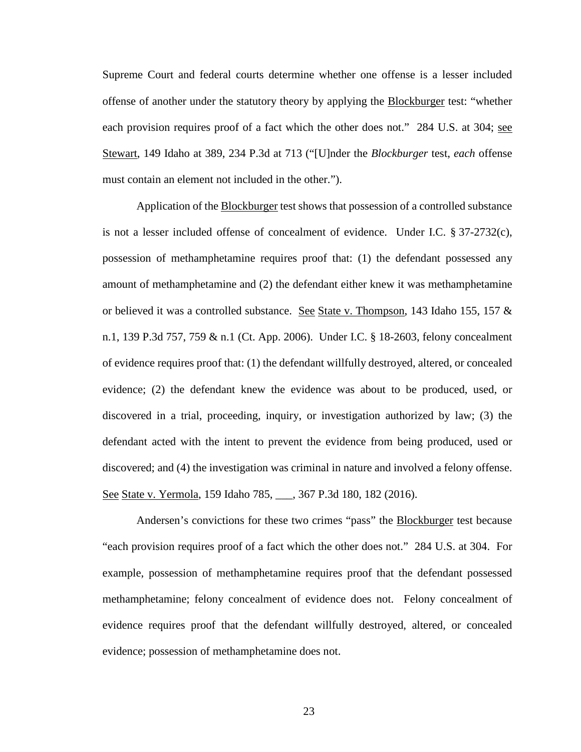Supreme Court and federal courts determine whether one offense is a lesser included offense of another under the statutory theory by applying the Blockburger test: "whether each provision requires proof of a fact which the other does not." 284 U.S. at 304; see Stewart, 149 Idaho at 389, 234 P.3d at 713 ("[U]nder the *Blockburger* test, *each* offense must contain an element not included in the other.").

Application of the Blockburger test shows that possession of a controlled substance is not a lesser included offense of concealment of evidence. Under I.C. § 37-2732(c), possession of methamphetamine requires proof that: (1) the defendant possessed any amount of methamphetamine and (2) the defendant either knew it was methamphetamine or believed it was a controlled substance. See State v. Thompson, 143 Idaho 155, 157 & n.1, 139 P.3d 757, 759 & n.1 (Ct. App. 2006). Under I.C. § 18-2603, felony concealment of evidence requires proof that: (1) the defendant willfully destroyed, altered, or concealed evidence; (2) the defendant knew the evidence was about to be produced, used, or discovered in a trial, proceeding, inquiry, or investigation authorized by law; (3) the defendant acted with the intent to prevent the evidence from being produced, used or discovered; and (4) the investigation was criminal in nature and involved a felony offense. See State v. Yermola, 159 Idaho 785, ___, 367 P.3d 180, 182 (2016).

Andersen's convictions for these two crimes "pass" the Blockburger test because "each provision requires proof of a fact which the other does not." 284 U.S. at 304. For example, possession of methamphetamine requires proof that the defendant possessed methamphetamine; felony concealment of evidence does not. Felony concealment of evidence requires proof that the defendant willfully destroyed, altered, or concealed evidence; possession of methamphetamine does not.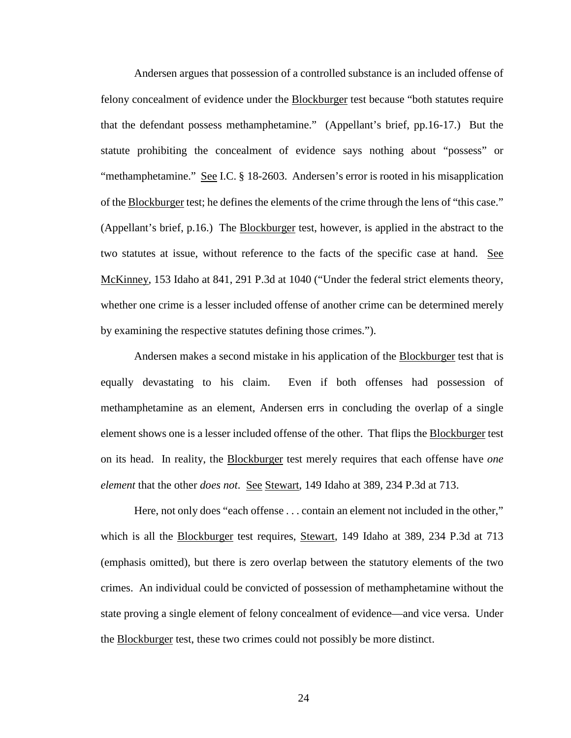Andersen argues that possession of a controlled substance is an included offense of felony concealment of evidence under the Blockburger test because "both statutes require that the defendant possess methamphetamine." (Appellant's brief, pp.16-17.) But the statute prohibiting the concealment of evidence says nothing about "possess" or "methamphetamine." See I.C. § 18-2603. Andersen's error is rooted in his misapplication of the Blockburger test; he defines the elements of the crime through the lens of "this case." (Appellant's brief, p.16.) The Blockburger test, however, is applied in the abstract to the two statutes at issue, without reference to the facts of the specific case at hand. See McKinney, 153 Idaho at 841, 291 P.3d at 1040 ("Under the federal strict elements theory, whether one crime is a lesser included offense of another crime can be determined merely by examining the respective statutes defining those crimes.").

Andersen makes a second mistake in his application of the Blockburger test that is equally devastating to his claim. Even if both offenses had possession of methamphetamine as an element, Andersen errs in concluding the overlap of a single element shows one is a lesser included offense of the other. That flips the Blockburger test on its head. In reality, the Blockburger test merely requires that each offense have *one element* that the other *does not*. See Stewart, 149 Idaho at 389, 234 P.3d at 713.

Here, not only does "each offense . . . contain an element not included in the other," which is all the Blockburger test requires, Stewart, 149 Idaho at 389, 234 P.3d at 713 (emphasis omitted), but there is zero overlap between the statutory elements of the two crimes. An individual could be convicted of possession of methamphetamine without the state proving a single element of felony concealment of evidence—and vice versa. Under the Blockburger test, these two crimes could not possibly be more distinct.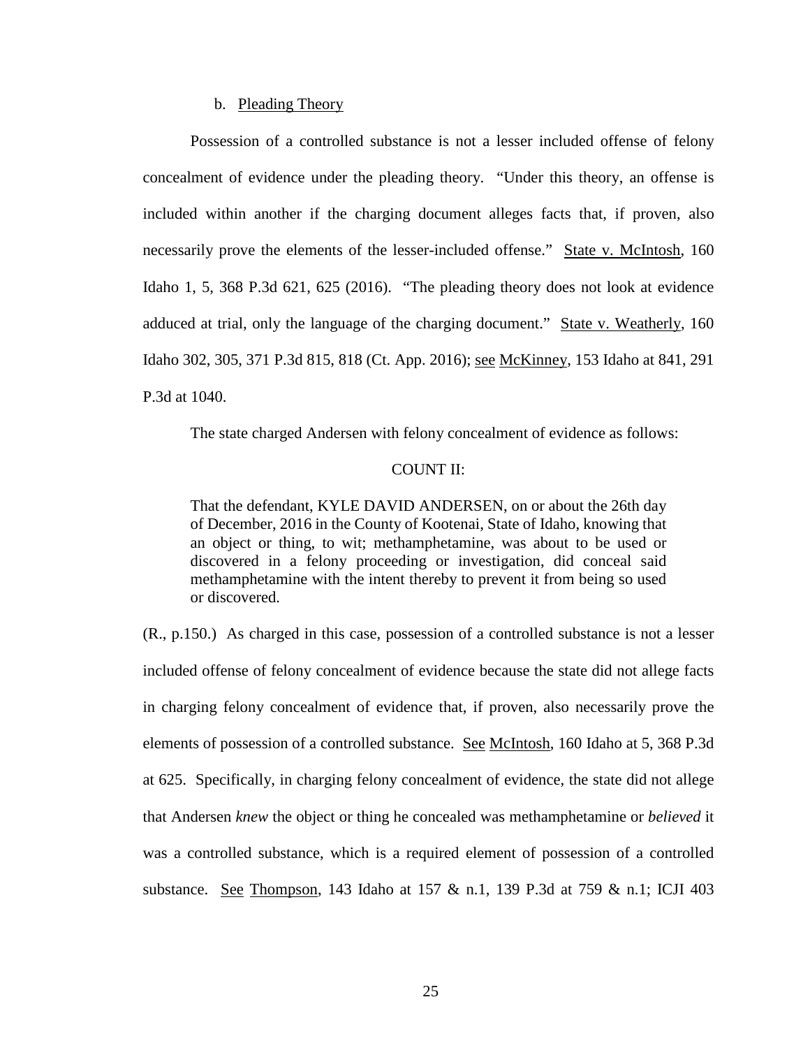b. Pleading Theory

Possession of a controlled substance is not a lesser included offense of felony concealment of evidence under the pleading theory. "Under this theory, an offense is included within another if the charging document alleges facts that, if proven, also necessarily prove the elements of the lesser-included offense." State v. McIntosh, 160 Idaho 1, 5, 368 P.3d 621, 625 (2016). "The pleading theory does not look at evidence adduced at trial, only the language of the charging document." State v. Weatherly, 160 Idaho 302, 305, 371 P.3d 815, 818 (Ct. App. 2016); see McKinney, 153 Idaho at 841, 291 P.3d at 1040.

The state charged Andersen with felony concealment of evidence as follows:

COUNT II:

> That the defendant, KYLE DAVID ANDERSEN, on or about the 26th day of December, 2016 in the County of Kootenai, State of Idaho, knowing that an object or thing, to wit; methamphetamine, was about to be used or discovered in a felony proceeding or investigation, did conceal said methamphetamine with the intent thereby to prevent it from being so used or discovered.

(R., p.150.) As charged in this case, possession of a controlled substance is not a lesser included offense of felony concealment of evidence because the state did not allege facts in charging felony concealment of evidence that, if proven, also necessarily prove the elements of possession of a controlled substance. See McIntosh, 160 Idaho at 5, 368 P.3d at 625. Specifically, in charging felony concealment of evidence, the state did not allege that Andersen *knew* the object or thing he concealed was methamphetamine or *believed* it was a controlled substance, which is a required element of possession of a controlled substance. See Thompson, 143 Idaho at 157 & n.1, 139 P.3d at 759 & n.1; ICJI 403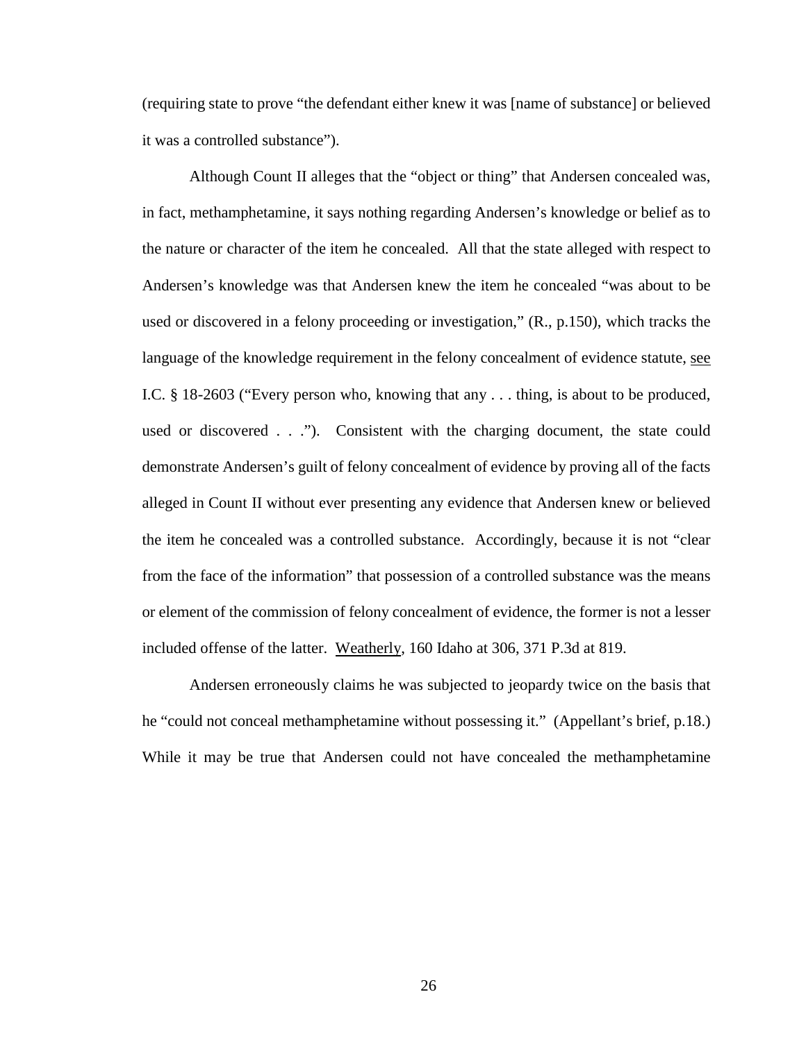(requiring state to prove "the defendant either knew it was [name of substance] or believed it was a controlled substance").

Although Count II alleges that the "object or thing" that Andersen concealed was, in fact, methamphetamine, it says nothing regarding Andersen's knowledge or belief as to the nature or character of the item he concealed. All that the state alleged with respect to Andersen's knowledge was that Andersen knew the item he concealed "was about to be used or discovered in a felony proceeding or investigation," (R., p.150), which tracks the language of the knowledge requirement in the felony concealment of evidence statute, see I.C. § 18-2603 ("Every person who, knowing that any . . . thing, is about to be produced, used or discovered . . ."). Consistent with the charging document, the state could demonstrate Andersen's guilt of felony concealment of evidence by proving all of the facts alleged in Count II without ever presenting any evidence that Andersen knew or believed the item he concealed was a controlled substance. Accordingly, because it is not "clear from the face of the information" that possession of a controlled substance was the means or element of the commission of felony concealment of evidence, the former is not a lesser included offense of the latter. Weatherly, 160 Idaho at 306, 371 P.3d at 819.

Andersen erroneously claims he was subjected to jeopardy twice on the basis that he "could not conceal methamphetamine without possessing it." (Appellant's brief, p.18.) While it may be true that Andersen could not have concealed the methamphetamine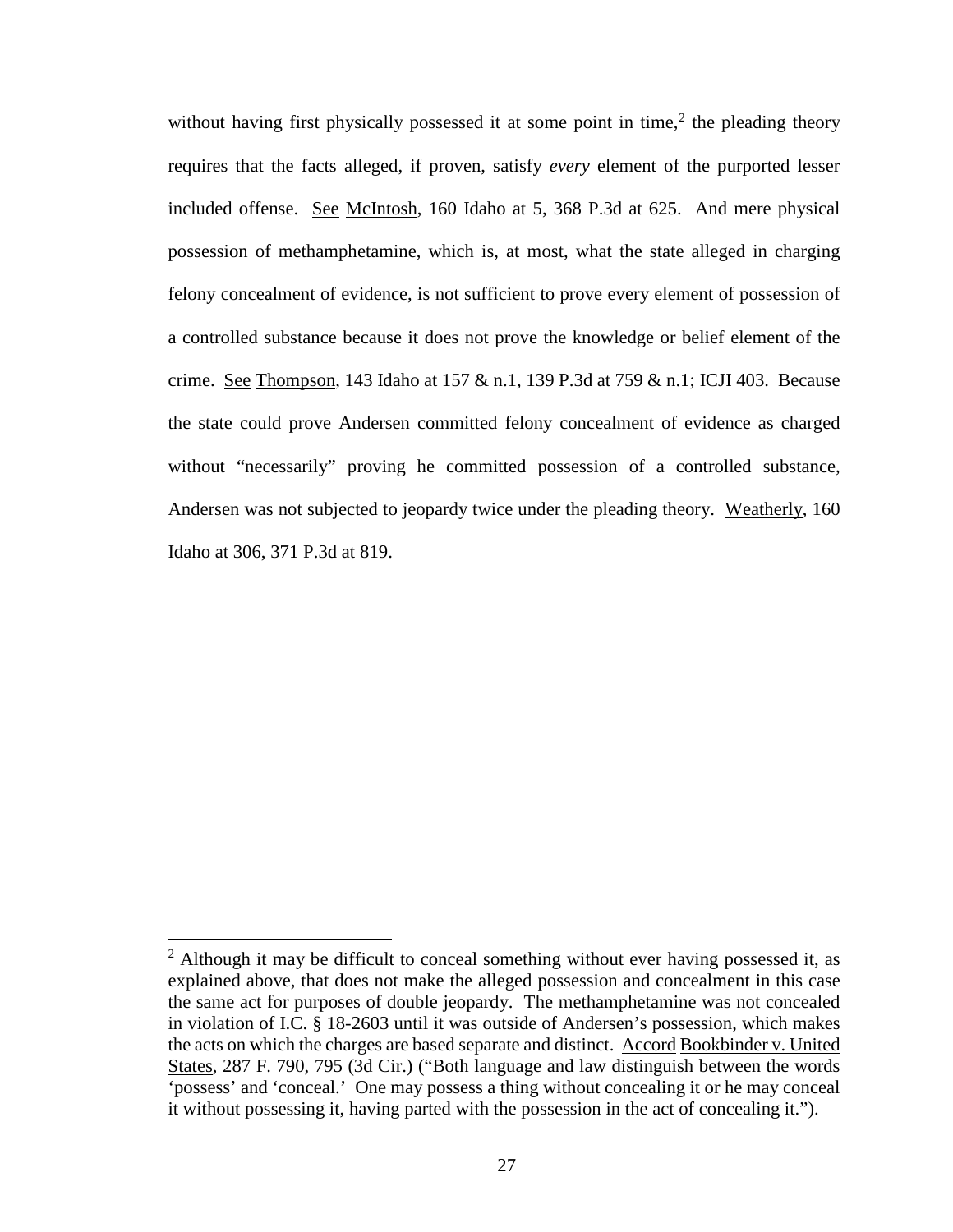without having first physically possessed it at some point in time,[2] the pleading theory requires that the facts alleged, if proven, satisfy *every* element of the purported lesser included offense. See McIntosh, 160 Idaho at 5, 368 P.3d at 625. And mere physical possession of methamphetamine, which is, at most, what the state alleged in charging felony concealment of evidence, is not sufficient to prove every element of possession of a controlled substance because it does not prove the knowledge or belief element of the crime. See Thompson, 143 Idaho at 157 & n.1, 139 P.3d at 759 & n.1; ICJI 403. Because the state could prove Andersen committed felony concealment of evidence as charged without "necessarily" proving he committed possession of a controlled substance, Andersen was not subjected to jeopardy twice under the pleading theory. Weatherly, 160 Idaho at 306, 371 P.3d at 819.

---

[2] Although it may be difficult to conceal something without ever having possessed it, as explained above, that does not make the alleged possession and concealment in this case the same act for purposes of double jeopardy. The methamphetamine was not concealed in violation of I.C. § 18-2603 until it was outside of Andersen's possession, which makes the acts on which the charges are based separate and distinct. Accord Bookbinder v. United States, 287 F. 790, 795 (3d Cir.) ("Both language and law distinguish between the words 'possess' and 'conceal.' One may possess a thing without concealing it or he may conceal it without possessing it, having parted with the possession in the act of concealing it.").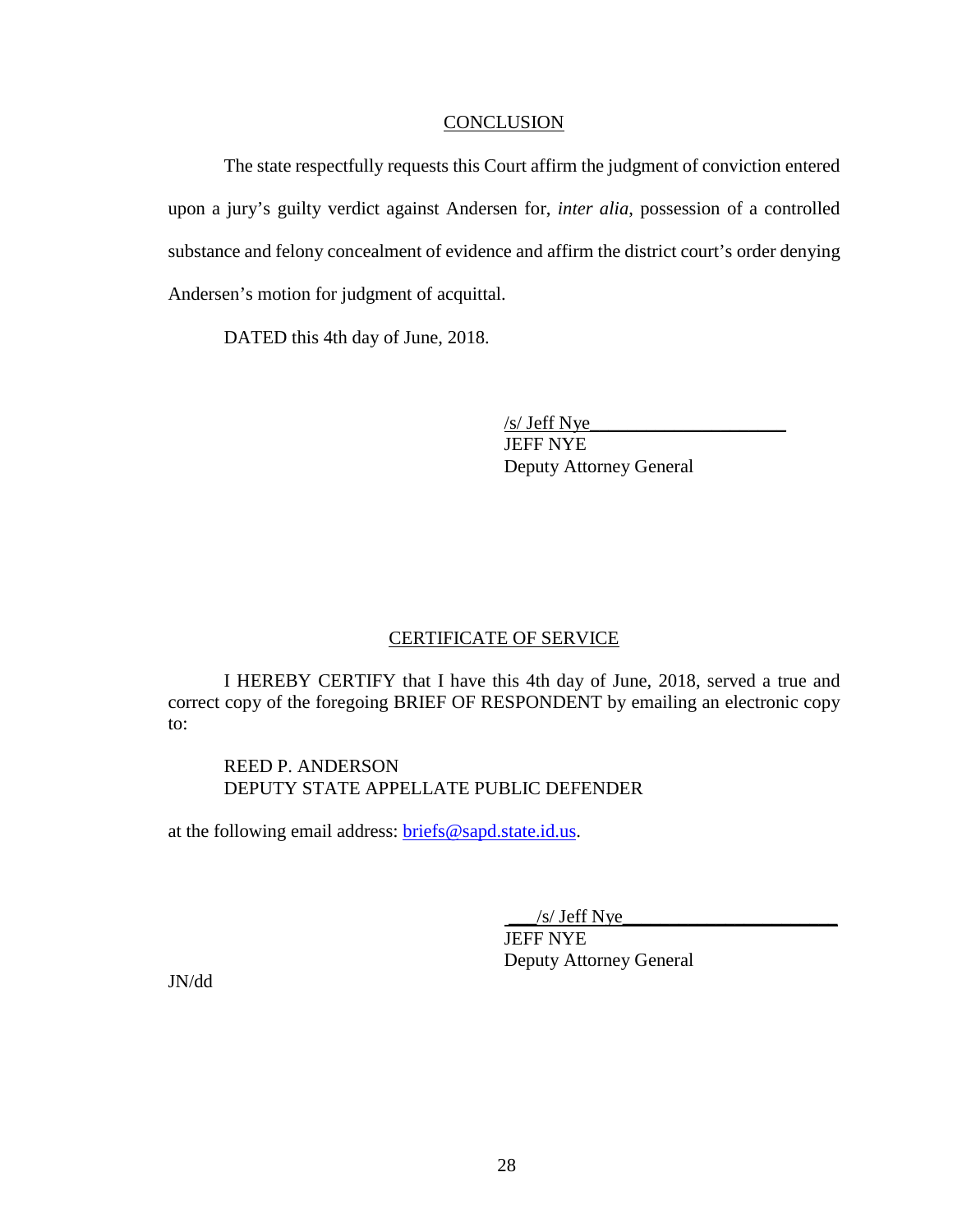## CONCLUSION

The state respectfully requests this Court affirm the judgment of conviction entered upon a jury's guilty verdict against Andersen for, *inter alia*, possession of a controlled substance and felony concealment of evidence and affirm the district court's order denying Andersen's motion for judgment of acquittal.

DATED this 4th day of June, 2018.

/s/ Jeff Nye
JEFF NYE
Deputy Attorney General

## CERTIFICATE OF SERVICE

I HEREBY CERTIFY that I have this 4th day of June, 2018, served a true and correct copy of the foregoing BRIEF OF RESPONDENT by emailing an electronic copy to:

REED P. ANDERSON
DEPUTY STATE APPELLATE PUBLIC DEFENDER

at the following email address: briefs@sapd.state.id.us.

/s/ Jeff Nye
JEFF NYE
Deputy Attorney General

JN/dd